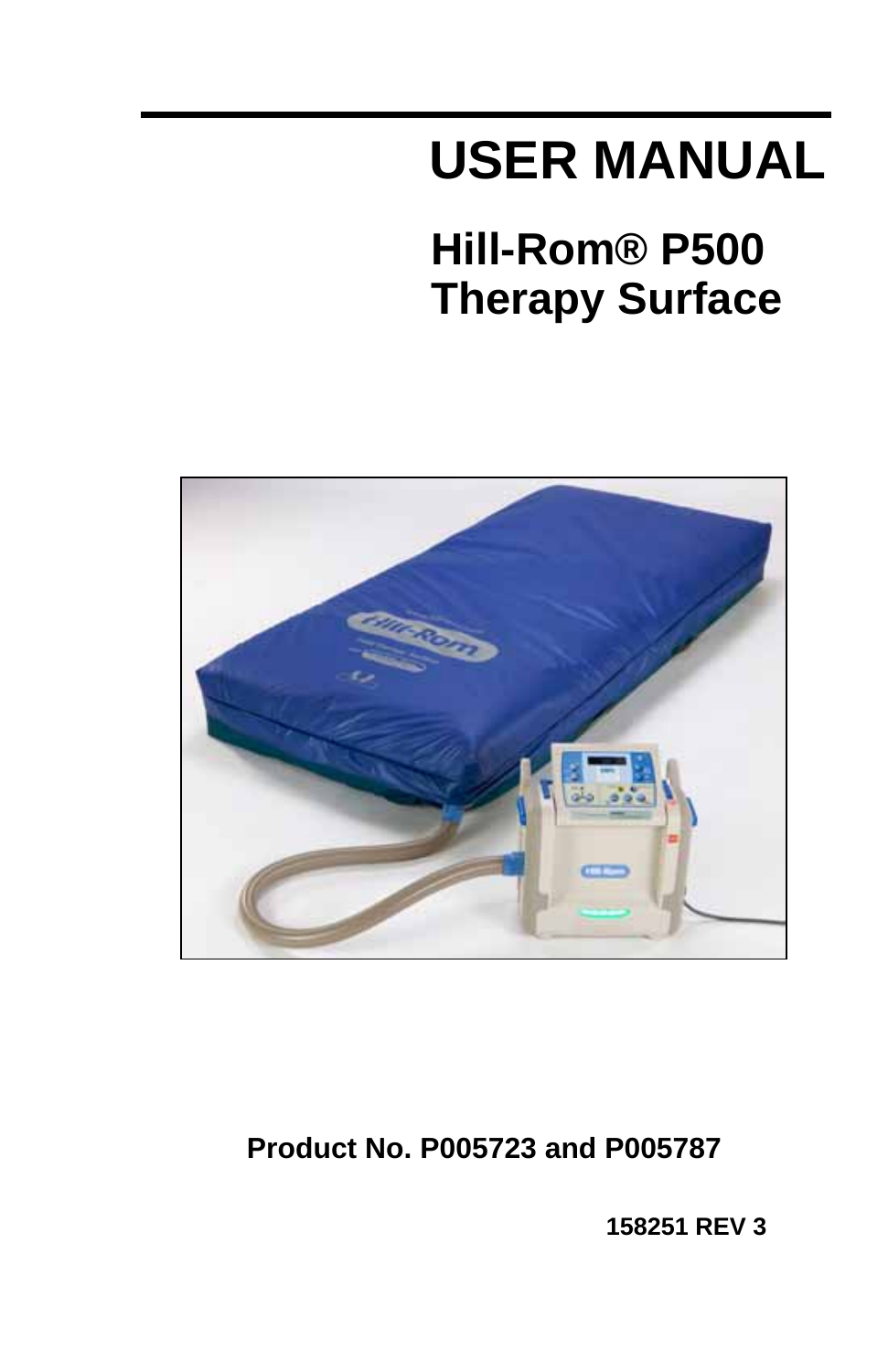# USER MANUAL

## Hill-Rom® P500 Therapy Surface

**Product No. P005723 and P005787**

**158251 REV 3**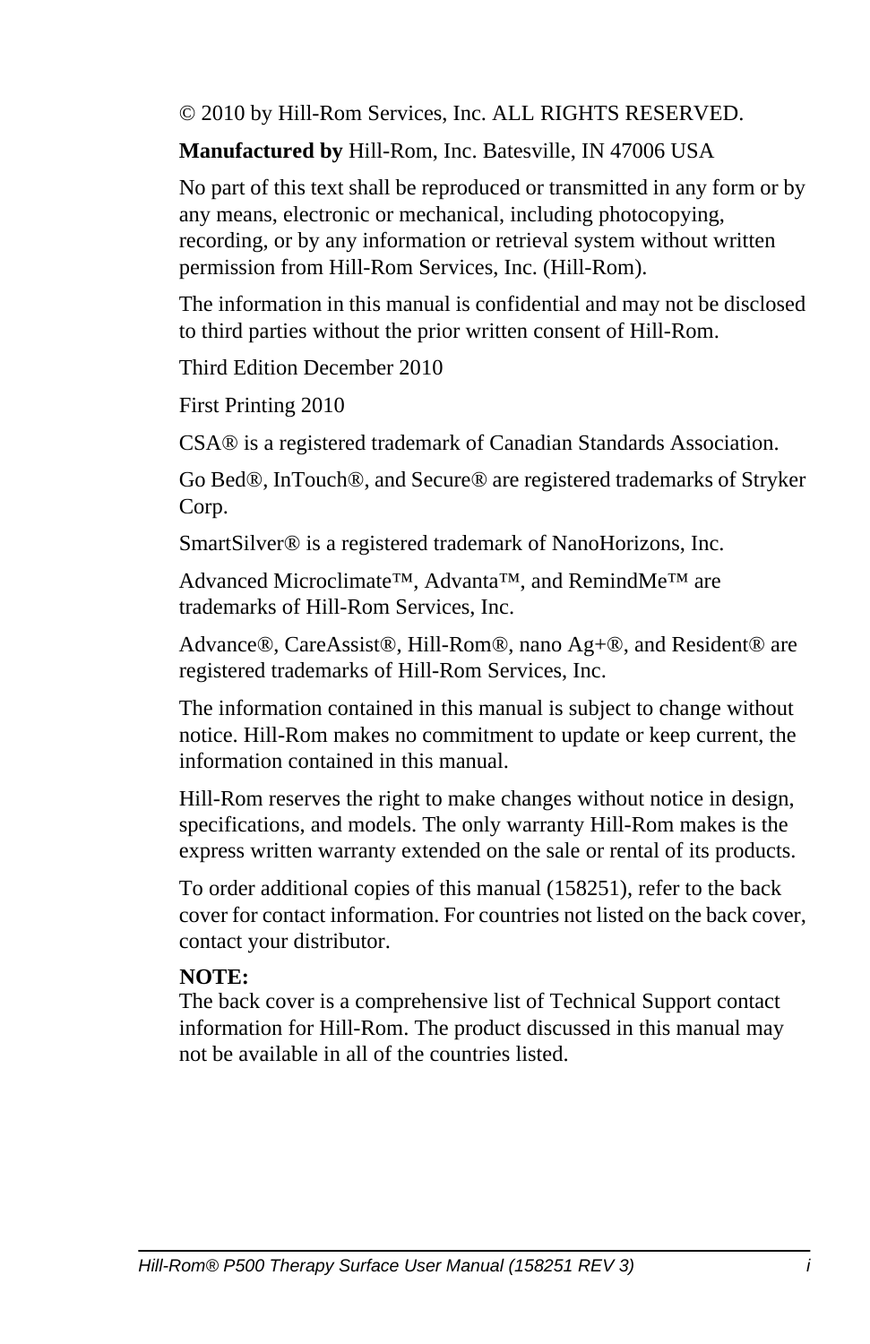© 2010 by Hill-Rom Services, Inc. ALL RIGHTS RESERVED.

**Manufactured by** Hill-Rom, Inc. Batesville, IN 47006 USA

No part of this text shall be reproduced or transmitted in any form or by any means, electronic or mechanical, including photocopying, recording, or by any information or retrieval system without written permission from Hill-Rom Services, Inc. (Hill-Rom).

The information in this manual is confidential and may not be disclosed to third parties without the prior written consent of Hill-Rom.

Third Edition December 2010

First Printing 2010

CSA® is a registered trademark of Canadian Standards Association.

Go Bed®, InTouch®, and Secure® are registered trademarks of Stryker Corp.

SmartSilver® is a registered trademark of NanoHorizons, Inc.

Advanced Microclimate™, Advanta™, and RemindMe™ are trademarks of Hill-Rom Services, Inc.

Advance®, CareAssist®, Hill-Rom®, nano Ag+®, and Resident® are registered trademarks of Hill-Rom Services, Inc.

The information contained in this manual is subject to change without notice. Hill-Rom makes no commitment to update or keep current, the information contained in this manual.

Hill-Rom reserves the right to make changes without notice in design, specifications, and models. The only warranty Hill-Rom makes is the express written warranty extended on the sale or rental of its products.

To order additional copies of this manual (158251), refer to the back cover for contact information. For countries not listed on the back cover, contact your distributor.

**NOTE:**
The back cover is a comprehensive list of Technical Support contact information for Hill-Rom. The product discussed in this manual may not be available in all of the countries listed.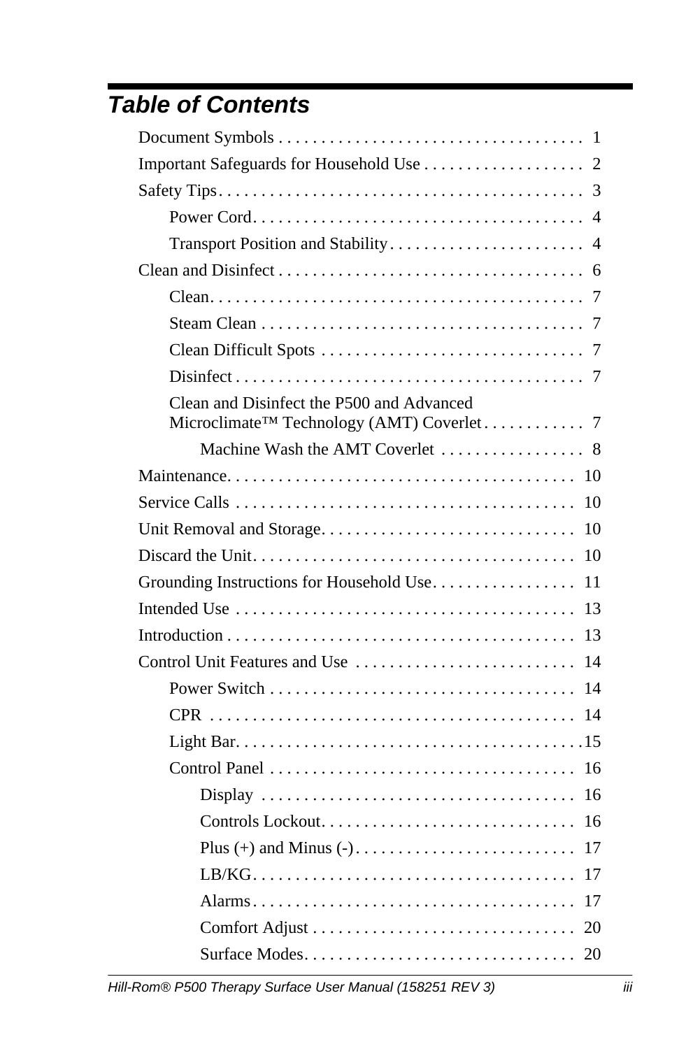# Table of Contents

Document Symbols . . . . . . . . . . . . . . . . . . . . . . . . . . . . . . . . . . . . 1

Important Safeguards for Household Use . . . . . . . . . . . . . . . . . . . 2

Safety Tips. . . . . . . . . . . . . . . . . . . . . . . . . . . . . . . . . . . . . . . . . . . 3

- Power Cord. . . . . . . . . . . . . . . . . . . . . . . . . . . . . . . . . . . . . . . 4
- Transport Position and Stability. . . . . . . . . . . . . . . . . . . . . . . . 4

Clean and Disinfect . . . . . . . . . . . . . . . . . . . . . . . . . . . . . . . . . . . . 6

- Clean. . . . . . . . . . . . . . . . . . . . . . . . . . . . . . . . . . . . . . . . . . . 7
- Steam Clean . . . . . . . . . . . . . . . . . . . . . . . . . . . . . . . . . . . . . . 7
- Clean Difficult Spots . . . . . . . . . . . . . . . . . . . . . . . . . . . . . . . 7
- Disinfect . . . . . . . . . . . . . . . . . . . . . . . . . . . . . . . . . . . . . . . . . 7
- Clean and Disinfect the P500 and Advanced Microclimate™ Technology (AMT) Coverlet . . . . . . . . . . . . 7
  - Machine Wash the AMT Coverlet . . . . . . . . . . . . . . . . . 8

Maintenance. . . . . . . . . . . . . . . . . . . . . . . . . . . . . . . . . . . . . . . . . 10

Service Calls . . . . . . . . . . . . . . . . . . . . . . . . . . . . . . . . . . . . . . . . 10

Unit Removal and Storage. . . . . . . . . . . . . . . . . . . . . . . . . . . . . . 10

Discard the Unit. . . . . . . . . . . . . . . . . . . . . . . . . . . . . . . . . . . . . . 10

Grounding Instructions for Household Use. . . . . . . . . . . . . . . . . 11

Intended Use . . . . . . . . . . . . . . . . . . . . . . . . . . . . . . . . . . . . . . . . 13

Introduction . . . . . . . . . . . . . . . . . . . . . . . . . . . . . . . . . . . . . . . . . 13

Control Unit Features and Use . . . . . . . . . . . . . . . . . . . . . . . . . . 14

- Power Switch . . . . . . . . . . . . . . . . . . . . . . . . . . . . . . . . . . . . . 14
- CPR . . . . . . . . . . . . . . . . . . . . . . . . . . . . . . . . . . . . . . . . . . . 14
- Light Bar. . . . . . . . . . . . . . . . . . . . . . . . . . . . . . . . . . . . . . . . .15
- Control Panel . . . . . . . . . . . . . . . . . . . . . . . . . . . . . . . . . . . . 16
  - Display . . . . . . . . . . . . . . . . . . . . . . . . . . . . . . . . . . . . . 16
  - Controls Lockout. . . . . . . . . . . . . . . . . . . . . . . . . . . . . . 16
  - Plus (+) and Minus (-) . . . . . . . . . . . . . . . . . . . . . . . . . . 17
  - LB/KG. . . . . . . . . . . . . . . . . . . . . . . . . . . . . . . . . . . . . . 17
  - Alarms . . . . . . . . . . . . . . . . . . . . . . . . . . . . . . . . . . . . . . 17
  - Comfort Adjust . . . . . . . . . . . . . . . . . . . . . . . . . . . . . . . 20
  - Surface Modes. . . . . . . . . . . . . . . . . . . . . . . . . . . . . . . . 20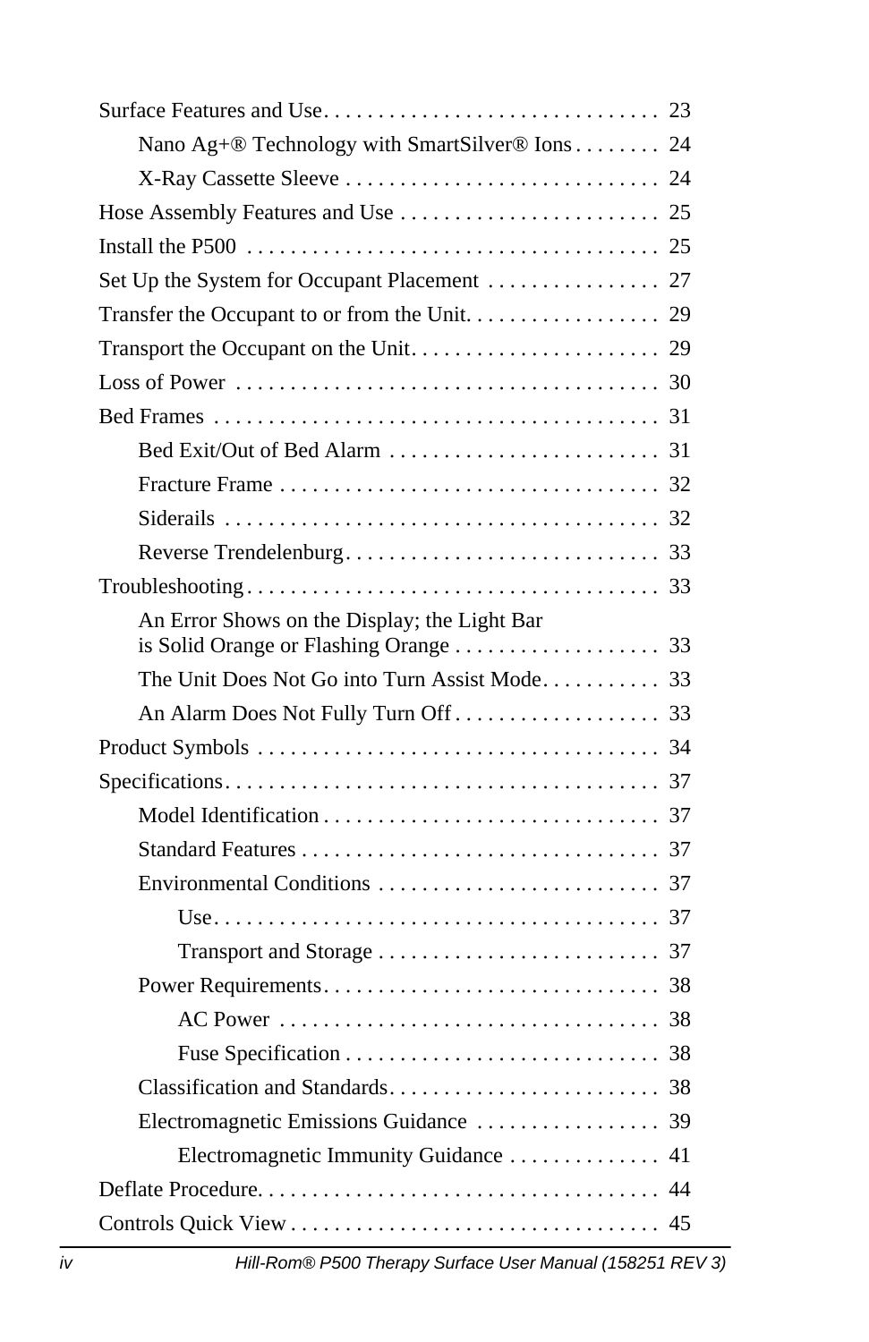Surface Features and Use . . . . . . . . . . . . . . . . . . . . . . . . . . . . . . 23

- Nano Ag+® Technology with SmartSilver® Ions . . . . . . . . 24
- X-Ray Cassette Sleeve . . . . . . . . . . . . . . . . . . . . . . . . . . . . 24

Hose Assembly Features and Use . . . . . . . . . . . . . . . . . . . . . . . . 25

Install the P500 . . . . . . . . . . . . . . . . . . . . . . . . . . . . . . . . . . . . . 25

Set Up the System for Occupant Placement . . . . . . . . . . . . . . . . 27

Transfer the Occupant to or from the Unit. . . . . . . . . . . . . . . . . . 29

Transport the Occupant on the Unit. . . . . . . . . . . . . . . . . . . . . . . 29

Loss of Power . . . . . . . . . . . . . . . . . . . . . . . . . . . . . . . . . . . . . . 30

Bed Frames . . . . . . . . . . . . . . . . . . . . . . . . . . . . . . . . . . . . . . . . 31

- Bed Exit/Out of Bed Alarm . . . . . . . . . . . . . . . . . . . . . . . . . 31
- Fracture Frame . . . . . . . . . . . . . . . . . . . . . . . . . . . . . . . . . . 32
- Siderails . . . . . . . . . . . . . . . . . . . . . . . . . . . . . . . . . . . . . . . 32
- Reverse Trendelenburg. . . . . . . . . . . . . . . . . . . . . . . . . . . . 33

Troubleshooting . . . . . . . . . . . . . . . . . . . . . . . . . . . . . . . . . . . . . 33

- An Error Shows on the Display; the Light Bar is Solid Orange or Flashing Orange . . . . . . . . . . . . . . . . . . . 33
- The Unit Does Not Go into Turn Assist Mode. . . . . . . . . . . 33
- An Alarm Does Not Fully Turn Off . . . . . . . . . . . . . . . . . . . 33

Product Symbols . . . . . . . . . . . . . . . . . . . . . . . . . . . . . . . . . . . . 34

Specifications. . . . . . . . . . . . . . . . . . . . . . . . . . . . . . . . . . . . . . . 37

- Model Identification . . . . . . . . . . . . . . . . . . . . . . . . . . . . . . 37
- Standard Features . . . . . . . . . . . . . . . . . . . . . . . . . . . . . . . . 37
- Environmental Conditions . . . . . . . . . . . . . . . . . . . . . . . . . . 37
  - Use. . . . . . . . . . . . . . . . . . . . . . . . . . . . . . . . . . . . . . . . . 37
  - Transport and Storage . . . . . . . . . . . . . . . . . . . . . . . . . . 37
- Power Requirements. . . . . . . . . . . . . . . . . . . . . . . . . . . . . . 38
  - AC Power . . . . . . . . . . . . . . . . . . . . . . . . . . . . . . . . . . . 38
  - Fuse Specification . . . . . . . . . . . . . . . . . . . . . . . . . . . . . 38
- Classification and Standards. . . . . . . . . . . . . . . . . . . . . . . . . 38
- Electromagnetic Emissions Guidance . . . . . . . . . . . . . . . . . 39
  - Electromagnetic Immunity Guidance . . . . . . . . . . . . . . 41

Deflate Procedure. . . . . . . . . . . . . . . . . . . . . . . . . . . . . . . . . . . . 44

Controls Quick View . . . . . . . . . . . . . . . . . . . . . . . . . . . . . . . . . 45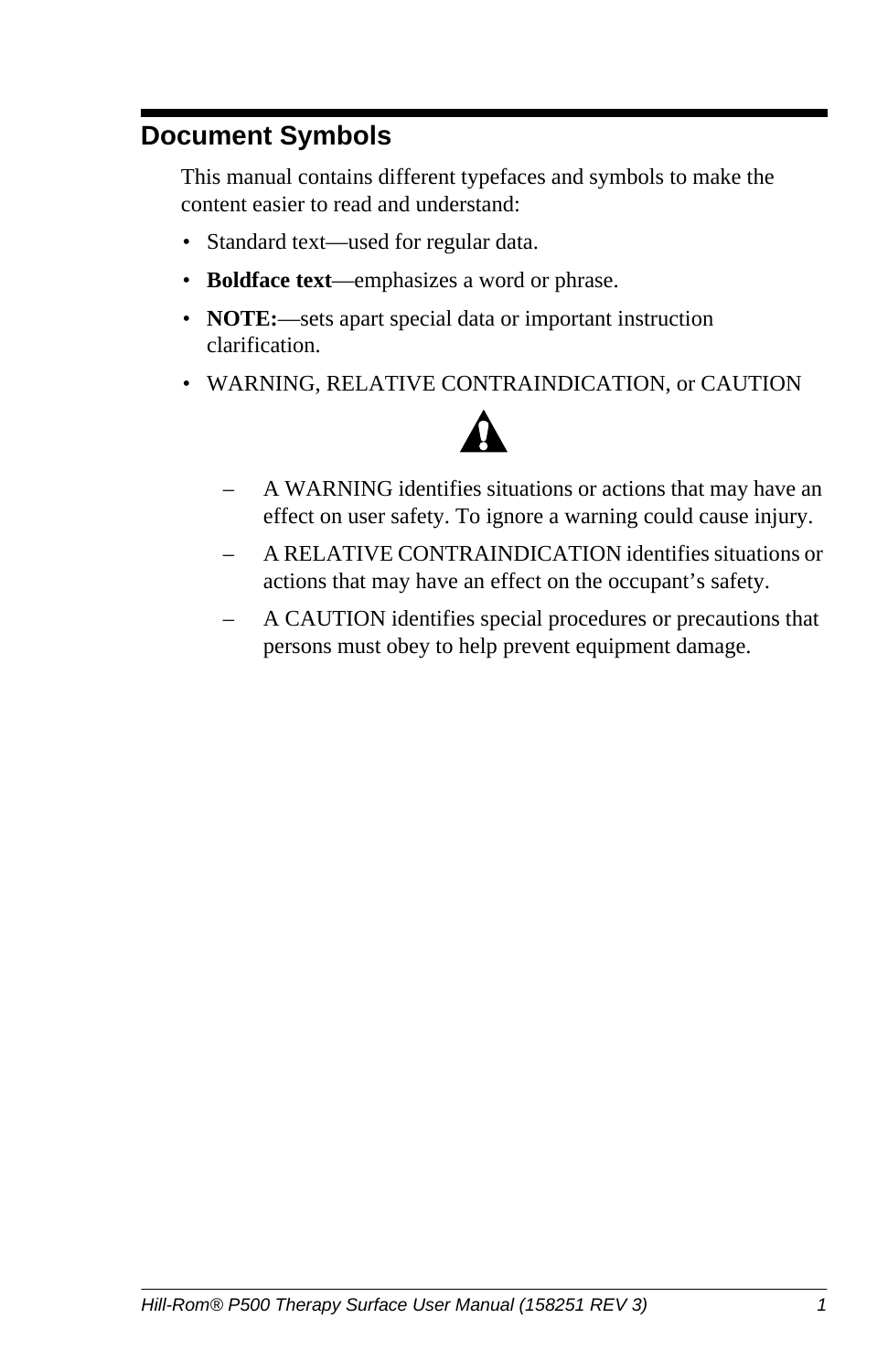## Document Symbols

This manual contains different typefaces and symbols to make the content easier to read and understand:

- Standard text—used for regular data.
- **Boldface text**—emphasizes a word or phrase.
- **NOTE:**—sets apart special data or important instruction clarification.
- WARNING, RELATIVE CONTRAINDICATION, or CAUTION
  - A WARNING identifies situations or actions that may have an effect on user safety. To ignore a warning could cause injury.
  - A RELATIVE CONTRAINDICATION identifies situations or actions that may have an effect on the occupant's safety.
  - A CAUTION identifies special procedures or precautions that persons must obey to help prevent equipment damage.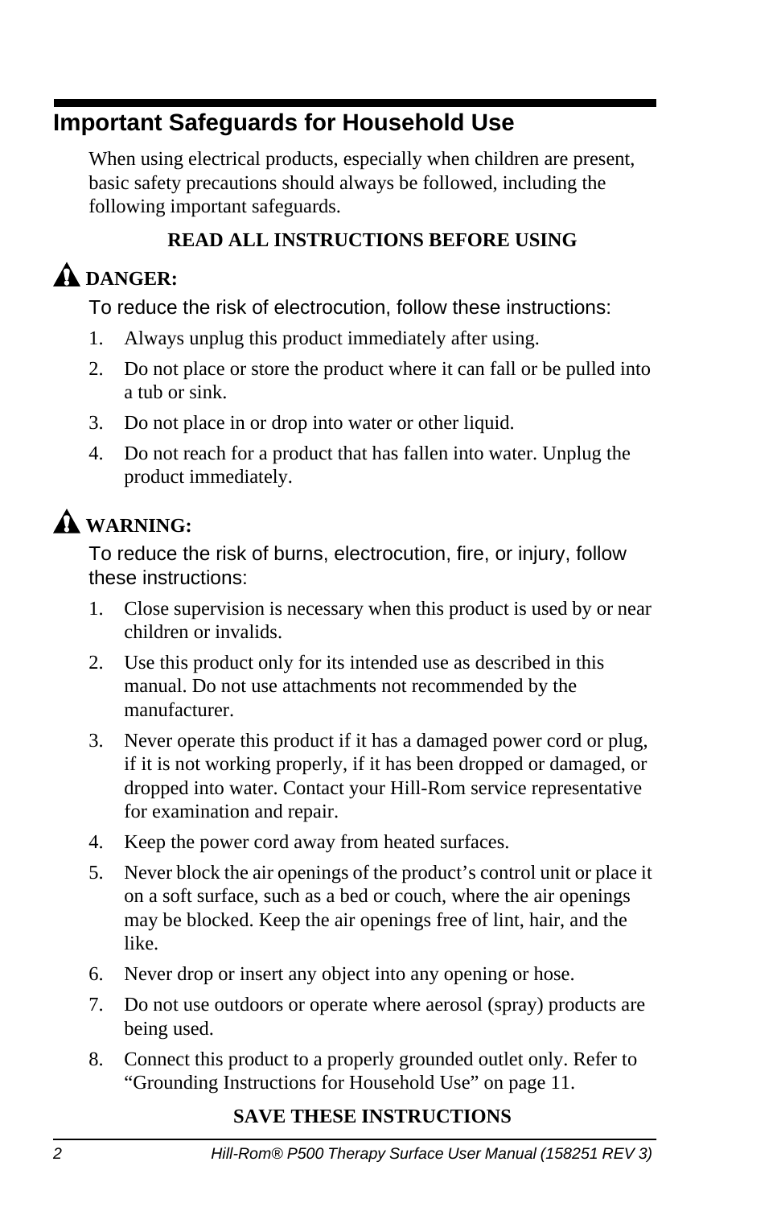## Important Safeguards for Household Use

When using electrical products, especially when children are present, basic safety precautions should always be followed, including the following important safeguards.

**READ ALL INSTRUCTIONS BEFORE USING**

**DANGER:**

To reduce the risk of electrocution, follow these instructions:

1. Always unplug this product immediately after using.
2. Do not place or store the product where it can fall or be pulled into a tub or sink.
3. Do not place in or drop into water or other liquid.
4. Do not reach for a product that has fallen into water. Unplug the product immediately.

**WARNING:**

To reduce the risk of burns, electrocution, fire, or injury, follow these instructions:

1. Close supervision is necessary when this product is used by or near children or invalids.
2. Use this product only for its intended use as described in this manual. Do not use attachments not recommended by the manufacturer.
3. Never operate this product if it has a damaged power cord or plug, if it is not working properly, if it has been dropped or damaged, or dropped into water. Contact your Hill-Rom service representative for examination and repair.
4. Keep the power cord away from heated surfaces.
5. Never block the air openings of the product's control unit or place it on a soft surface, such as a bed or couch, where the air openings may be blocked. Keep the air openings free of lint, hair, and the like.
6. Never drop or insert any object into any opening or hose.
7. Do not use outdoors or operate where aerosol (spray) products are being used.
8. Connect this product to a properly grounded outlet only. Refer to "Grounding Instructions for Household Use" on page 11.

**SAVE THESE INSTRUCTIONS**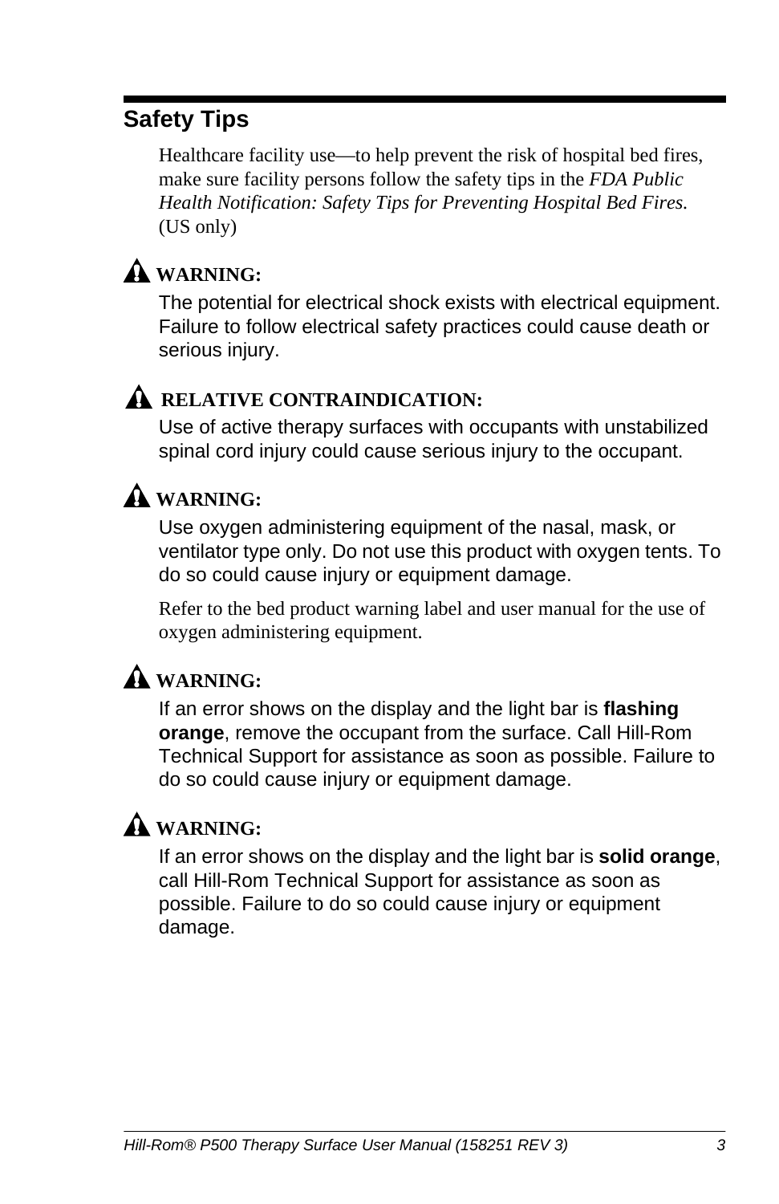## Safety Tips

Healthcare facility use—to help prevent the risk of hospital bed fires, make sure facility persons follow the safety tips in the *FDA Public Health Notification: Safety Tips for Preventing Hospital Bed Fires.* (US only)

**WARNING:**

The potential for electrical shock exists with electrical equipment. Failure to follow electrical safety practices could cause death or serious injury.

**RELATIVE CONTRAINDICATION:**

Use of active therapy surfaces with occupants with unstabilized spinal cord injury could cause serious injury to the occupant.

**WARNING:**

Use oxygen administering equipment of the nasal, mask, or ventilator type only. Do not use this product with oxygen tents. To do so could cause injury or equipment damage.

Refer to the bed product warning label and user manual for the use of oxygen administering equipment.

**WARNING:**

If an error shows on the display and the light bar is **flashing orange**, remove the occupant from the surface. Call Hill-Rom Technical Support for assistance as soon as possible. Failure to do so could cause injury or equipment damage.

**WARNING:**

If an error shows on the display and the light bar is **solid orange**, call Hill-Rom Technical Support for assistance as soon as possible. Failure to do so could cause injury or equipment damage.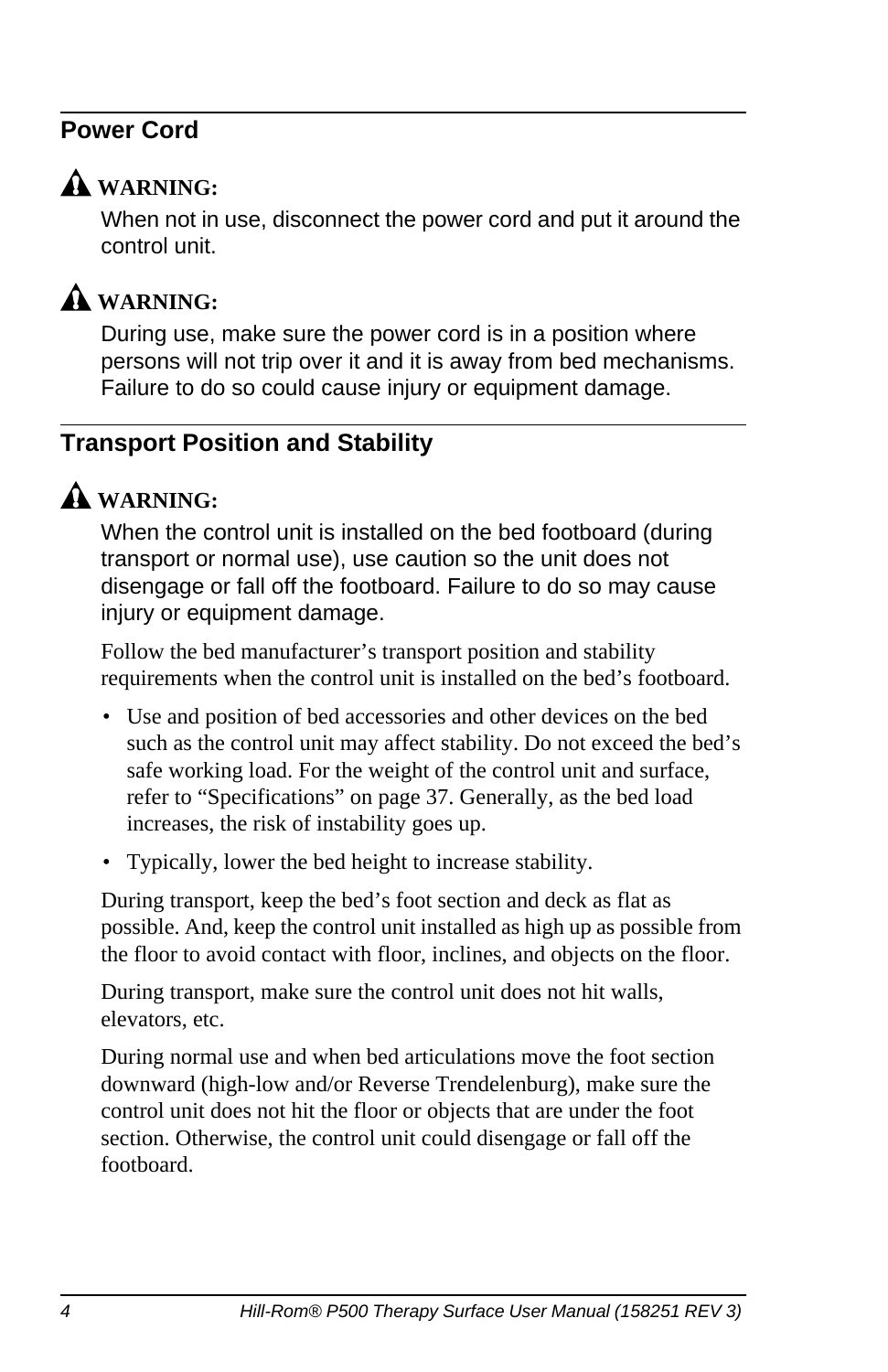## Power Cord

**⚠ WARNING:**

When not in use, disconnect the power cord and put it around the control unit.

**⚠ WARNING:**

During use, make sure the power cord is in a position where persons will not trip over it and it is away from bed mechanisms. Failure to do so could cause injury or equipment damage.

## Transport Position and Stability

**⚠ WARNING:**

When the control unit is installed on the bed footboard (during transport or normal use), use caution so the unit does not disengage or fall off the footboard. Failure to do so may cause injury or equipment damage.

Follow the bed manufacturer's transport position and stability requirements when the control unit is installed on the bed's footboard.

- Use and position of bed accessories and other devices on the bed such as the control unit may affect stability. Do not exceed the bed's safe working load. For the weight of the control unit and surface, refer to "Specifications" on page 37. Generally, as the bed load increases, the risk of instability goes up.
- Typically, lower the bed height to increase stability.

During transport, keep the bed's foot section and deck as flat as possible. And, keep the control unit installed as high up as possible from the floor to avoid contact with floor, inclines, and objects on the floor.

During transport, make sure the control unit does not hit walls, elevators, etc.

During normal use and when bed articulations move the foot section downward (high-low and/or Reverse Trendelenburg), make sure the control unit does not hit the floor or objects that are under the foot section. Otherwise, the control unit could disengage or fall off the footboard.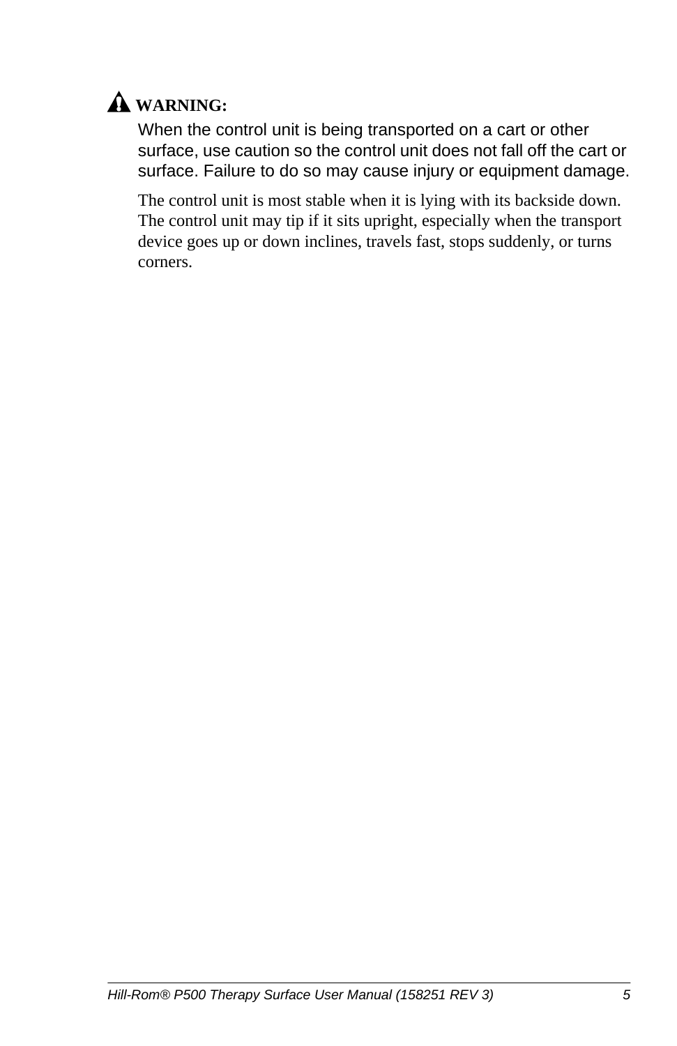**WARNING:**

When the control unit is being transported on a cart or other surface, use caution so the control unit does not fall off the cart or surface. Failure to do so may cause injury or equipment damage.

The control unit is most stable when it is lying with its backside down. The control unit may tip if it sits upright, especially when the transport device goes up or down inclines, travels fast, stops suddenly, or turns corners.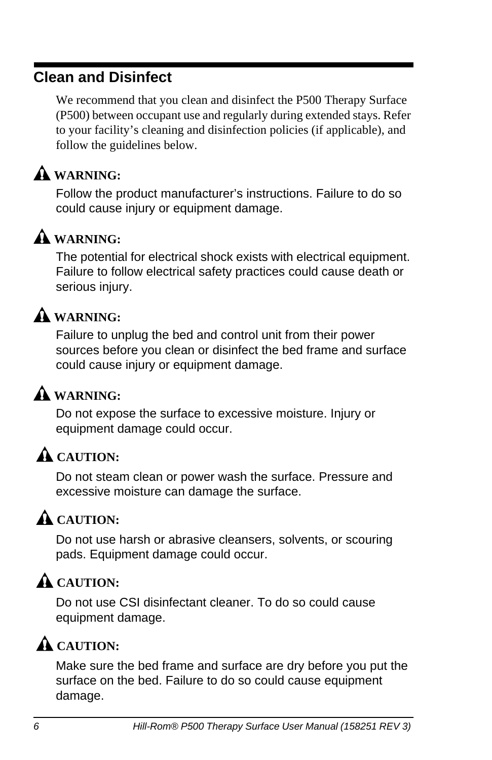## Clean and Disinfect

We recommend that you clean and disinfect the P500 Therapy Surface (P500) between occupant use and regularly during extended stays. Refer to your facility's cleaning and disinfection policies (if applicable), and follow the guidelines below.

⚠ **WARNING:**

Follow the product manufacturer's instructions. Failure to do so could cause injury or equipment damage.

⚠ **WARNING:**

The potential for electrical shock exists with electrical equipment. Failure to follow electrical safety practices could cause death or serious injury.

⚠ **WARNING:**

Failure to unplug the bed and control unit from their power sources before you clean or disinfect the bed frame and surface could cause injury or equipment damage.

⚠ **WARNING:**

Do not expose the surface to excessive moisture. Injury or equipment damage could occur.

⚠ **CAUTION:**

Do not steam clean or power wash the surface. Pressure and excessive moisture can damage the surface.

⚠ **CAUTION:**

Do not use harsh or abrasive cleansers, solvents, or scouring pads. Equipment damage could occur.

⚠ **CAUTION:**

Do not use CSI disinfectant cleaner. To do so could cause equipment damage.

⚠ **CAUTION:**

Make sure the bed frame and surface are dry before you put the surface on the bed. Failure to do so could cause equipment damage.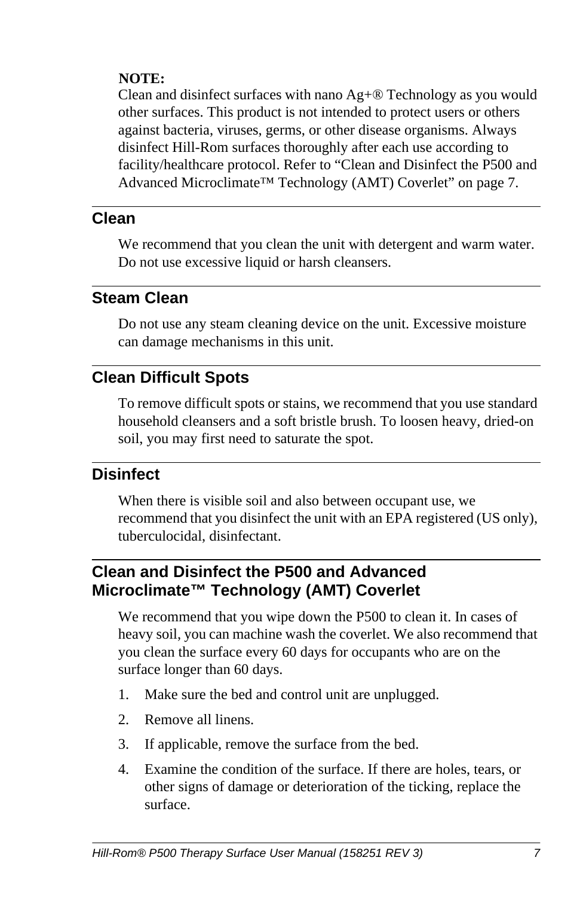**NOTE:**
Clean and disinfect surfaces with nano Ag+® Technology as you would other surfaces. This product is not intended to protect users or others against bacteria, viruses, germs, or other disease organisms. Always disinfect Hill-Rom surfaces thoroughly after each use according to facility/healthcare protocol. Refer to “Clean and Disinfect the P500 and Advanced Microclimate™ Technology (AMT) Coverlet” on page 7.

## Clean

We recommend that you clean the unit with detergent and warm water. Do not use excessive liquid or harsh cleansers.

## Steam Clean

Do not use any steam cleaning device on the unit. Excessive moisture can damage mechanisms in this unit.

## Clean Difficult Spots

To remove difficult spots or stains, we recommend that you use standard household cleansers and a soft bristle brush. To loosen heavy, dried-on soil, you may first need to saturate the spot.

## Disinfect

When there is visible soil and also between occupant use, we recommend that you disinfect the unit with an EPA registered (US only), tuberculocidal, disinfectant.

## Clean and Disinfect the P500 and Advanced Microclimate™ Technology (AMT) Coverlet

We recommend that you wipe down the P500 to clean it. In cases of heavy soil, you can machine wash the coverlet. We also recommend that you clean the surface every 60 days for occupants who are on the surface longer than 60 days.

1. Make sure the bed and control unit are unplugged.
2. Remove all linens.
3. If applicable, remove the surface from the bed.
4. Examine the condition of the surface. If there are holes, tears, or other signs of damage or deterioration of the ticking, replace the surface.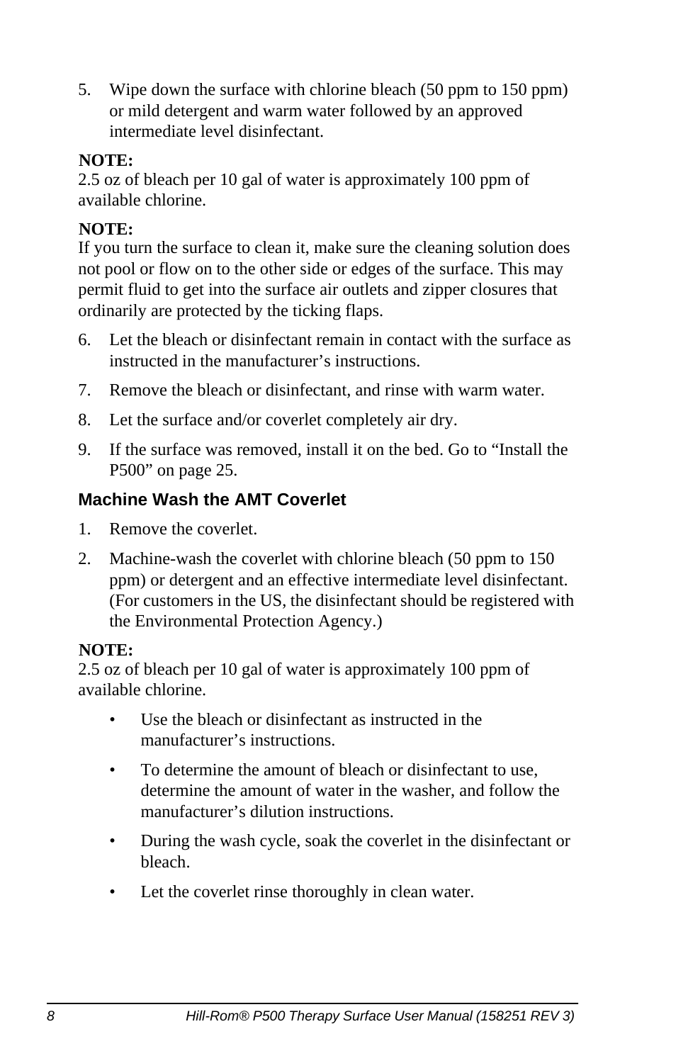5. Wipe down the surface with chlorine bleach (50 ppm to 150 ppm) or mild detergent and warm water followed by an approved intermediate level disinfectant.

**NOTE:**
2.5 oz of bleach per 10 gal of water is approximately 100 ppm of available chlorine.

**NOTE:**
If you turn the surface to clean it, make sure the cleaning solution does not pool or flow on to the other side or edges of the surface. This may permit fluid to get into the surface air outlets and zipper closures that ordinarily are protected by the ticking flaps.

6. Let the bleach or disinfectant remain in contact with the surface as instructed in the manufacturer’s instructions.
7. Remove the bleach or disinfectant, and rinse with warm water.
8. Let the surface and/or coverlet completely air dry.
9. If the surface was removed, install it on the bed. Go to “Install the P500” on page 25.

### Machine Wash the AMT Coverlet

1. Remove the coverlet.
2. Machine-wash the coverlet with chlorine bleach (50 ppm to 150 ppm) or detergent and an effective intermediate level disinfectant. (For customers in the US, the disinfectant should be registered with the Environmental Protection Agency.)

**NOTE:**
2.5 oz of bleach per 10 gal of water is approximately 100 ppm of available chlorine.

- Use the bleach or disinfectant as instructed in the manufacturer’s instructions.
- To determine the amount of bleach or disinfectant to use, determine the amount of water in the washer, and follow the manufacturer’s dilution instructions.
- During the wash cycle, soak the coverlet in the disinfectant or bleach.
- Let the coverlet rinse thoroughly in clean water.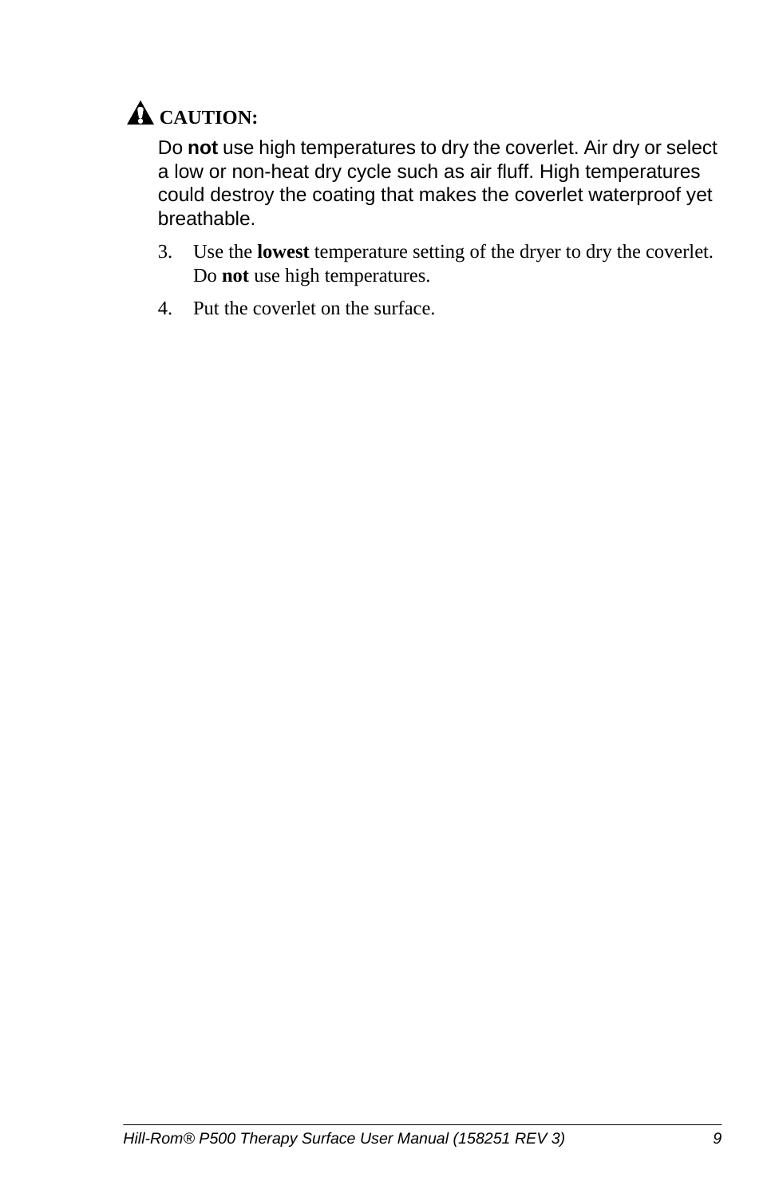⚠ **CAUTION:**

Do **not** use high temperatures to dry the coverlet. Air dry or select a low or non-heat dry cycle such as air fluff. High temperatures could destroy the coating that makes the coverlet waterproof yet breathable.

3. Use the **lowest** temperature setting of the dryer to dry the coverlet. Do **not** use high temperatures.
4. Put the coverlet on the surface.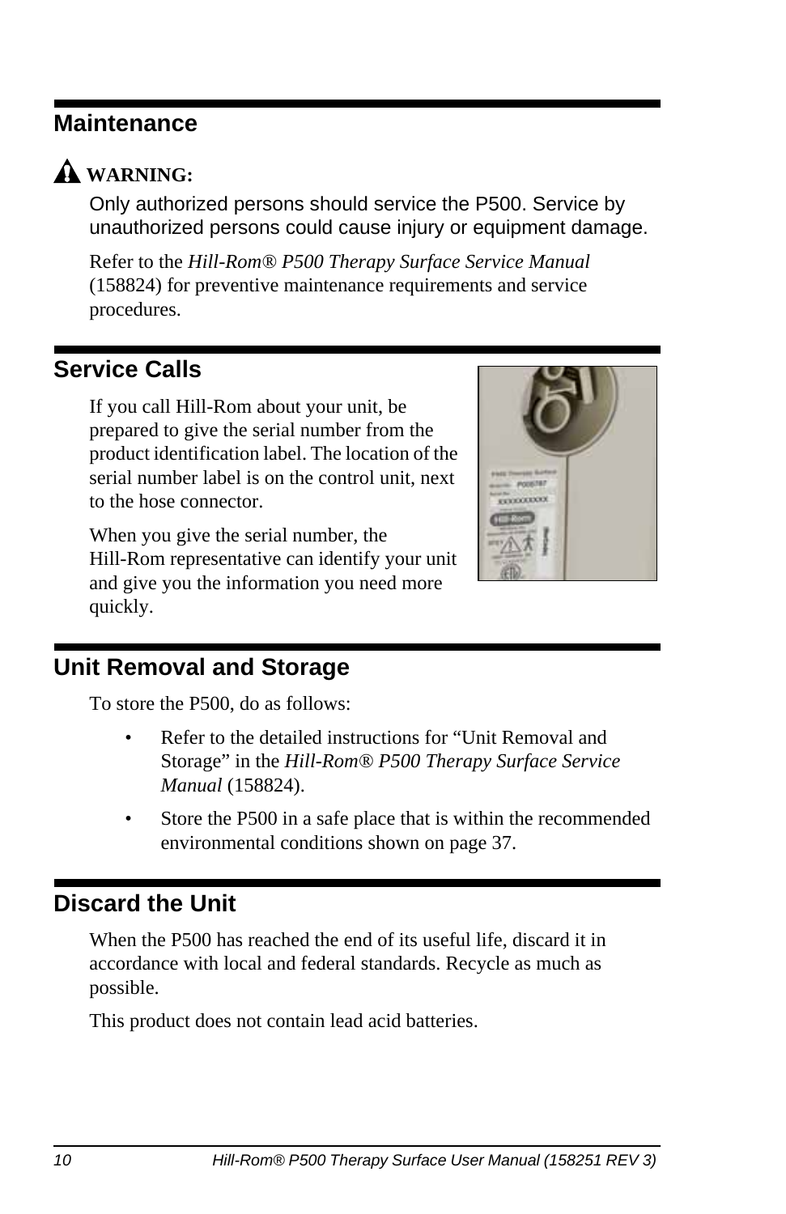## Maintenance

**WARNING:**

Only authorized persons should service the P500. Service by unauthorized persons could cause injury or equipment damage.

Refer to the *Hill-Rom® P500 Therapy Surface Service Manual* (158824) for preventive maintenance requirements and service procedures.

## Service Calls

If you call Hill-Rom about your unit, be prepared to give the serial number from the product identification label. The location of the serial number label is on the control unit, next to the hose connector.

When you give the serial number, the Hill-Rom representative can identify your unit and give you the information you need more quickly.

## Unit Removal and Storage

To store the P500, do as follows:

- Refer to the detailed instructions for “Unit Removal and Storage” in the *Hill-Rom® P500 Therapy Surface Service Manual* (158824).
- Store the P500 in a safe place that is within the recommended environmental conditions shown on page 37.

## Discard the Unit

When the P500 has reached the end of its useful life, discard it in accordance with local and federal standards. Recycle as much as possible.

This product does not contain lead acid batteries.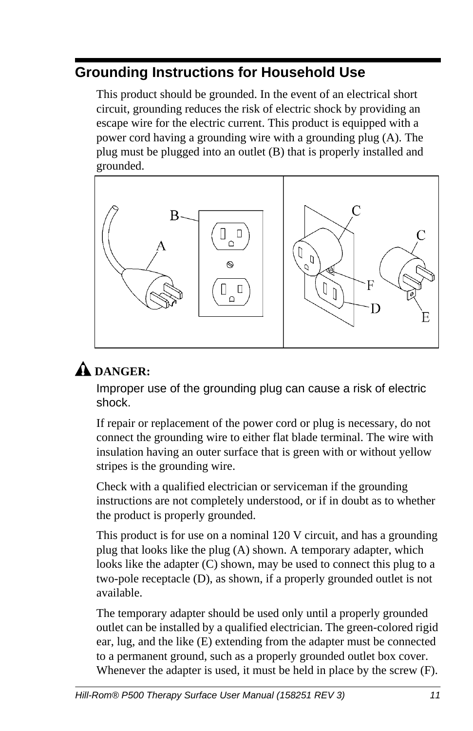## Grounding Instructions for Household Use

This product should be grounded. In the event of an electrical short circuit, grounding reduces the risk of electric shock by providing an escape wire for the electric current. This product is equipped with a power cord having a grounding wire with a grounding plug (A). The plug must be plugged into an outlet (B) that is properly installed and grounded.

**DANGER:**

Improper use of the grounding plug can cause a risk of electric shock.

If repair or replacement of the power cord or plug is necessary, do not connect the grounding wire to either flat blade terminal. The wire with insulation having an outer surface that is green with or without yellow stripes is the grounding wire.

Check with a qualified electrician or serviceman if the grounding instructions are not completely understood, or if in doubt as to whether the product is properly grounded.

This product is for use on a nominal 120 V circuit, and has a grounding plug that looks like the plug (A) shown. A temporary adapter, which looks like the adapter (C) shown, may be used to connect this plug to a two-pole receptacle (D), as shown, if a properly grounded outlet is not available.

The temporary adapter should be used only until a properly grounded outlet can be installed by a qualified electrician. The green-colored rigid ear, lug, and the like (E) extending from the adapter must be connected to a permanent ground, such as a properly grounded outlet box cover. Whenever the adapter is used, it must be held in place by the screw (F).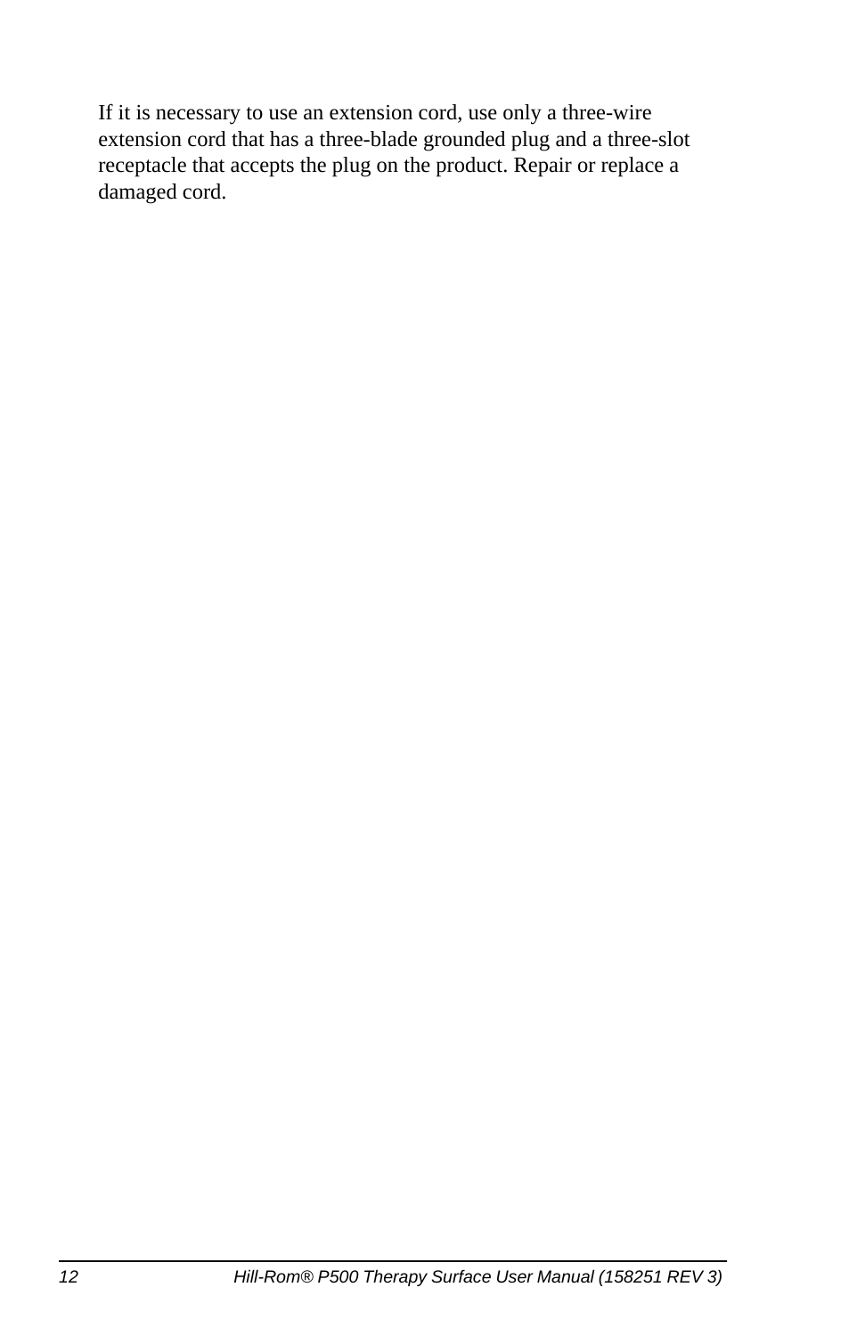If it is necessary to use an extension cord, use only a three-wire extension cord that has a three-blade grounded plug and a three-slot receptacle that accepts the plug on the product. Repair or replace a damaged cord.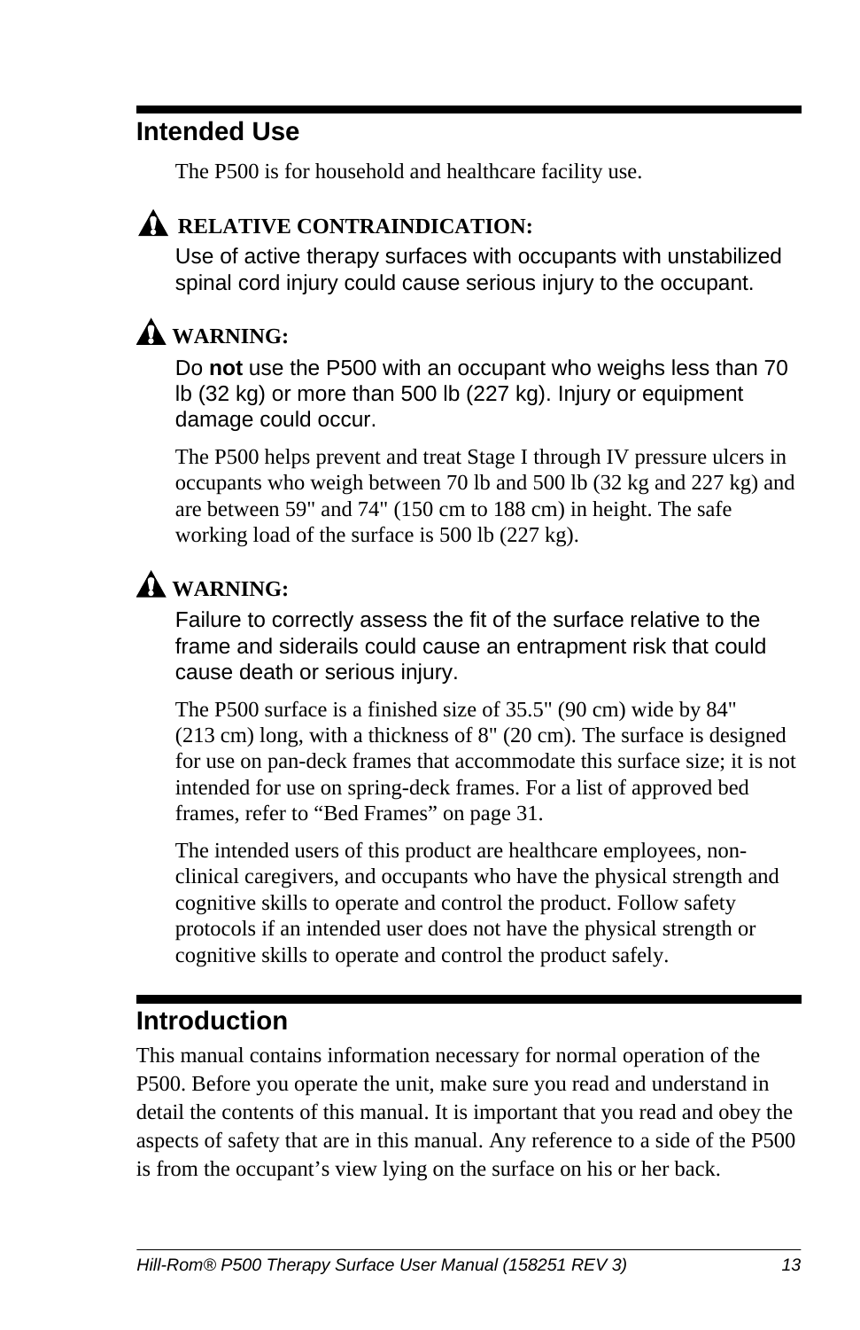## Intended Use

The P500 is for household and healthcare facility use.

⚠ **RELATIVE CONTRAINDICATION:**

Use of active therapy surfaces with occupants with unstabilized spinal cord injury could cause serious injury to the occupant.

⚠ **WARNING:**

Do **not** use the P500 with an occupant who weighs less than 70 lb (32 kg) or more than 500 lb (227 kg). Injury or equipment damage could occur.

The P500 helps prevent and treat Stage I through IV pressure ulcers in occupants who weigh between 70 lb and 500 lb (32 kg and 227 kg) and are between 59" and 74" (150 cm to 188 cm) in height. The safe working load of the surface is 500 lb (227 kg).

⚠ **WARNING:**

Failure to correctly assess the fit of the surface relative to the frame and siderails could cause an entrapment risk that could cause death or serious injury.

The P500 surface is a finished size of 35.5" (90 cm) wide by 84" (213 cm) long, with a thickness of 8" (20 cm). The surface is designed for use on pan-deck frames that accommodate this surface size; it is not intended for use on spring-deck frames. For a list of approved bed frames, refer to "Bed Frames" on page 31.

The intended users of this product are healthcare employees, non-clinical caregivers, and occupants who have the physical strength and cognitive skills to operate and control the product. Follow safety protocols if an intended user does not have the physical strength or cognitive skills to operate and control the product safely.

## Introduction

This manual contains information necessary for normal operation of the P500. Before you operate the unit, make sure you read and understand in detail the contents of this manual. It is important that you read and obey the aspects of safety that are in this manual. Any reference to a side of the P500 is from the occupant's view lying on the surface on his or her back.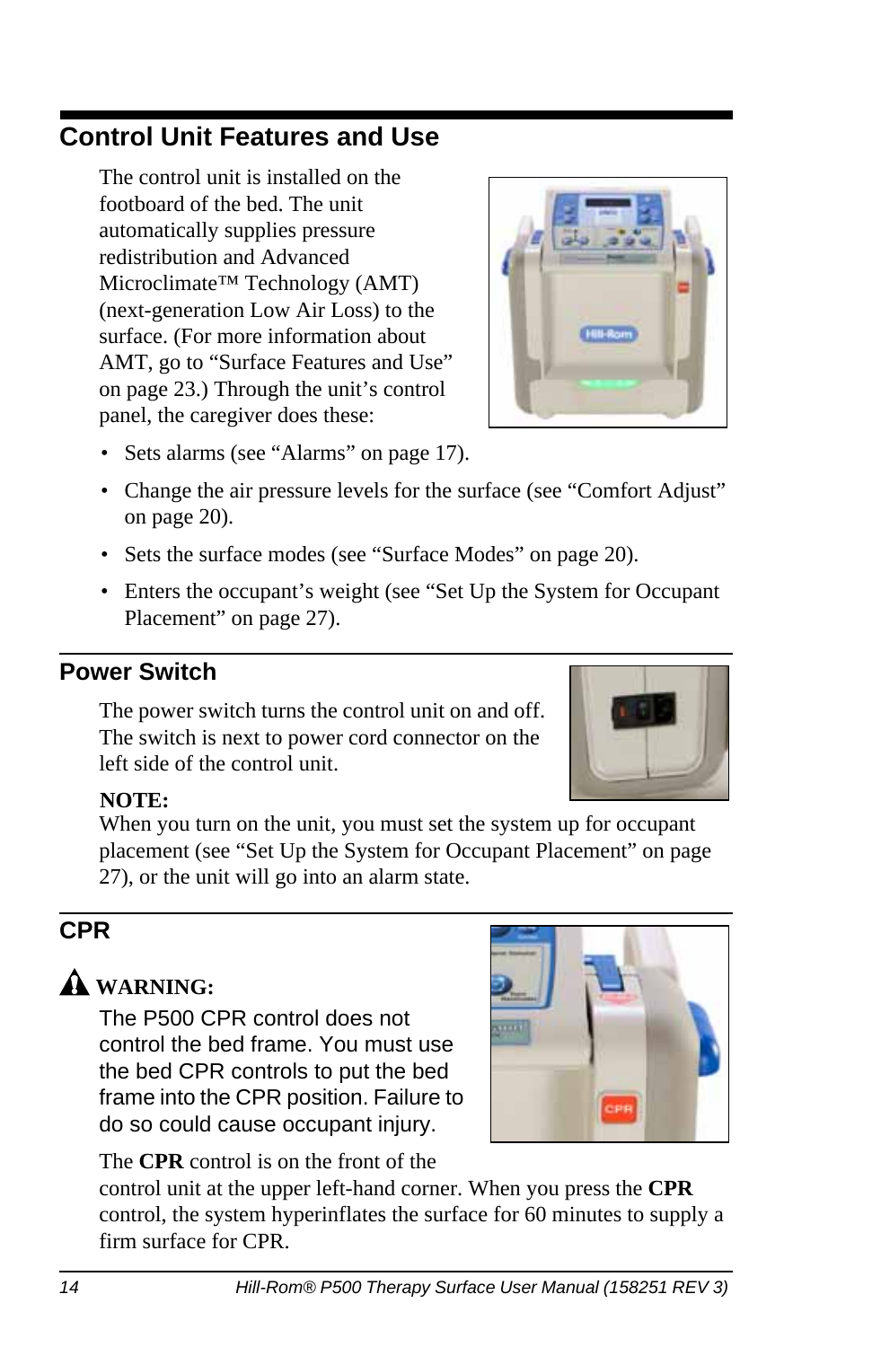## Control Unit Features and Use

The control unit is installed on the footboard of the bed. The unit automatically supplies pressure redistribution and Advanced Microclimate™ Technology (AMT) (next-generation Low Air Loss) to the surface. (For more information about AMT, go to “Surface Features and Use” on page 23.) Through the unit’s control panel, the caregiver does these:

- Sets alarms (see “Alarms” on page 17).
- Change the air pressure levels for the surface (see “Comfort Adjust” on page 20).
- Sets the surface modes (see “Surface Modes” on page 20).
- Enters the occupant’s weight (see “Set Up the System for Occupant Placement” on page 27).

## Power Switch

The power switch turns the control unit on and off. The switch is next to power cord connector on the left side of the control unit.

**NOTE:**
When you turn on the unit, you must set the system up for occupant placement (see “Set Up the System for Occupant Placement” on page 27), or the unit will go into an alarm state.

## CPR

**WARNING:**
The P500 CPR control does not control the bed frame. You must use the bed CPR controls to put the bed frame into the CPR position. Failure to do so could cause occupant injury.

The **CPR** control is on the front of the control unit at the upper left-hand corner. When you press the **CPR** control, the system hyperinflates the surface for 60 minutes to supply a firm surface for CPR.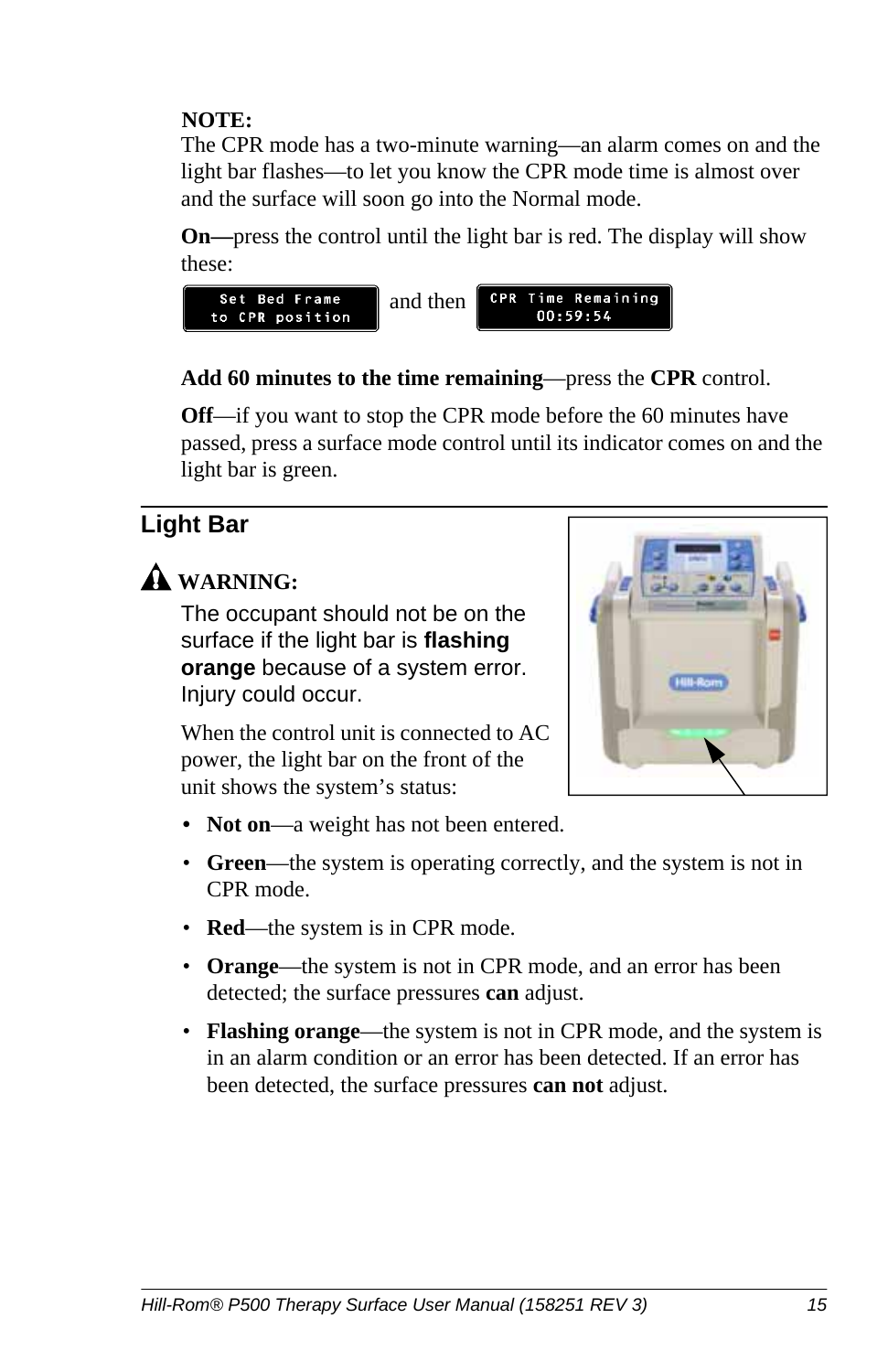**NOTE:**
The CPR mode has a two-minute warning—an alarm comes on and the light bar flashes—to let you know the CPR mode time is almost over and the surface will soon go into the Normal mode.

**On—**press the control until the light bar is red. The display will show these:

Set Bed Frame to CPR position and then CPR Time Remaining 00:59:54

**Add 60 minutes to the time remaining**—press the **CPR** control.

**Off**—if you want to stop the CPR mode before the 60 minutes have passed, press a surface mode control until its indicator comes on and the light bar is green.

## Light Bar

**WARNING:**
The occupant should not be on the surface if the light bar is **flashing orange** because of a system error. Injury could occur.

When the control unit is connected to AC power, the light bar on the front of the unit shows the system's status:

- **Not on**—a weight has not been entered.
- **Green**—the system is operating correctly, and the system is not in CPR mode.
- **Red**—the system is in CPR mode.
- **Orange**—the system is not in CPR mode, and an error has been detected; the surface pressures **can** adjust.
- **Flashing orange**—the system is not in CPR mode, and the system is in an alarm condition or an error has been detected. If an error has been detected, the surface pressures **can not** adjust.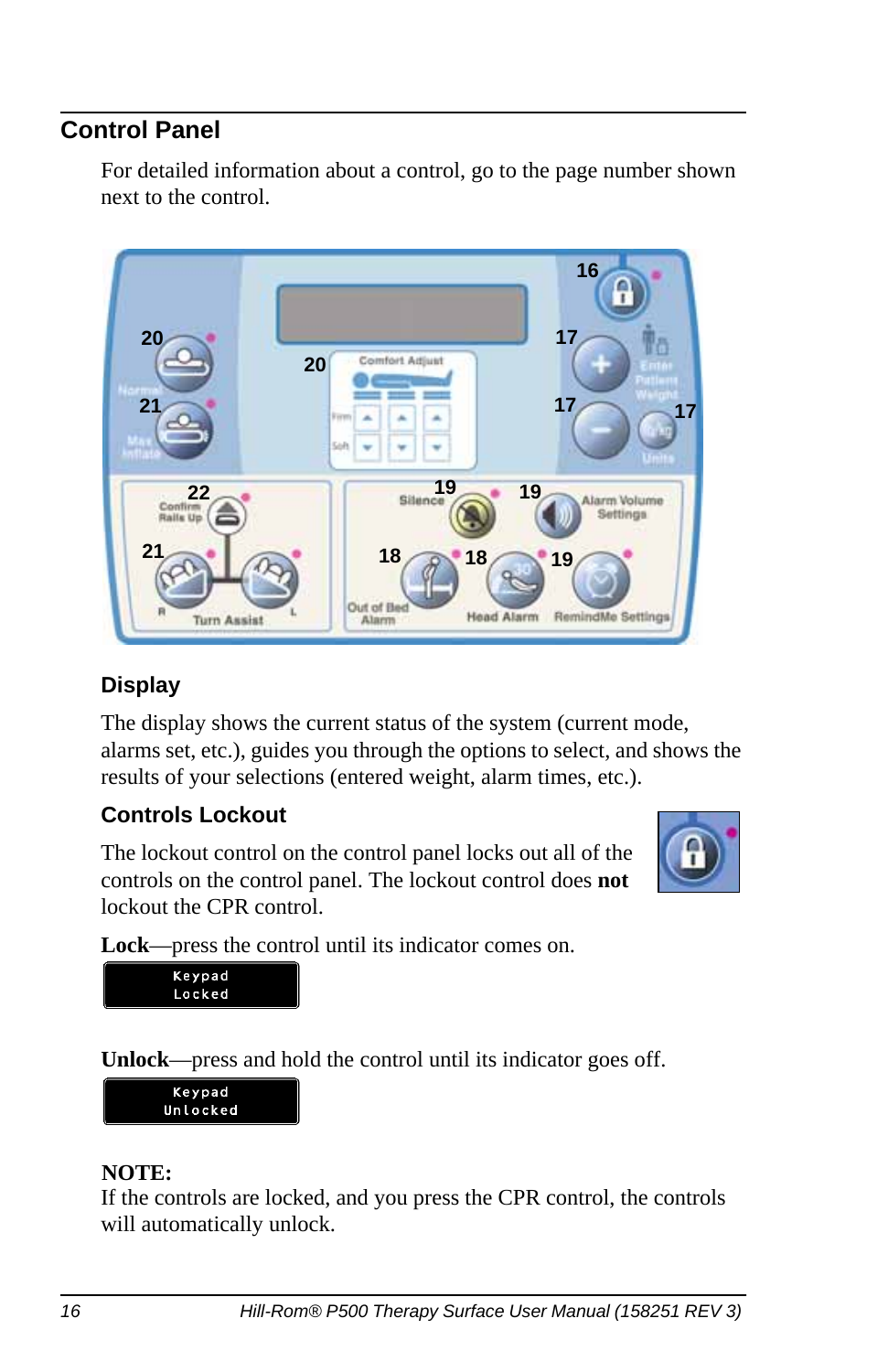## Control Panel

For detailed information about a control, go to the page number shown next to the control.

### Display

The display shows the current status of the system (current mode, alarms set, etc.), guides you through the options to select, and shows the results of your selections (entered weight, alarm times, etc.).

### Controls Lockout

The lockout control on the control panel locks out all of the controls on the control panel. The lockout control does **not** lockout the CPR control.

**Lock**—press the control until its indicator comes on.

```
Keypad
Locked
```

**Unlock**—press and hold the control until its indicator goes off.

```
Keypad
Unlocked
```

**NOTE:**
If the controls are locked, and you press the CPR control, the controls will automatically unlock.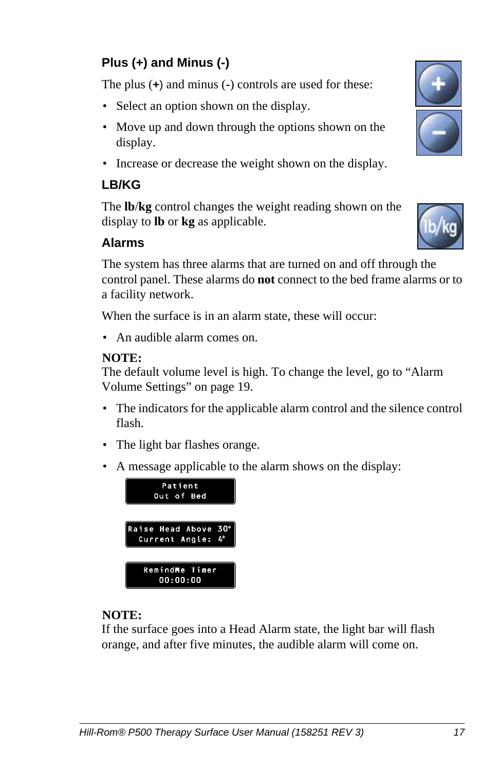### Plus (+) and Minus (-)

The plus (**+**) and minus (**-**) controls are used for these:

- Select an option shown on the display.
- Move up and down through the options shown on the display.
- Increase or decrease the weight shown on the display.

### LB/KG

The **lb**/**kg** control changes the weight reading shown on the display to **lb** or **kg** as applicable.

### Alarms

The system has three alarms that are turned on and off through the control panel. These alarms do **not** connect to the bed frame alarms or to a facility network.

When the surface is in an alarm state, these will occur:

- An audible alarm comes on.

**NOTE:**
The default volume level is high. To change the level, go to "Alarm Volume Settings" on page 19.

- The indicators for the applicable alarm control and the silence control flash.
- The light bar flashes orange.
- A message applicable to the alarm shows on the display:

```
Patient
Out of Bed
```

```
Raise Head Above 30°
Current Angle: 4°
```

```
RemindMe Timer
00:00:00
```

**NOTE:**
If the surface goes into a Head Alarm state, the light bar will flash orange, and after five minutes, the audible alarm will come on.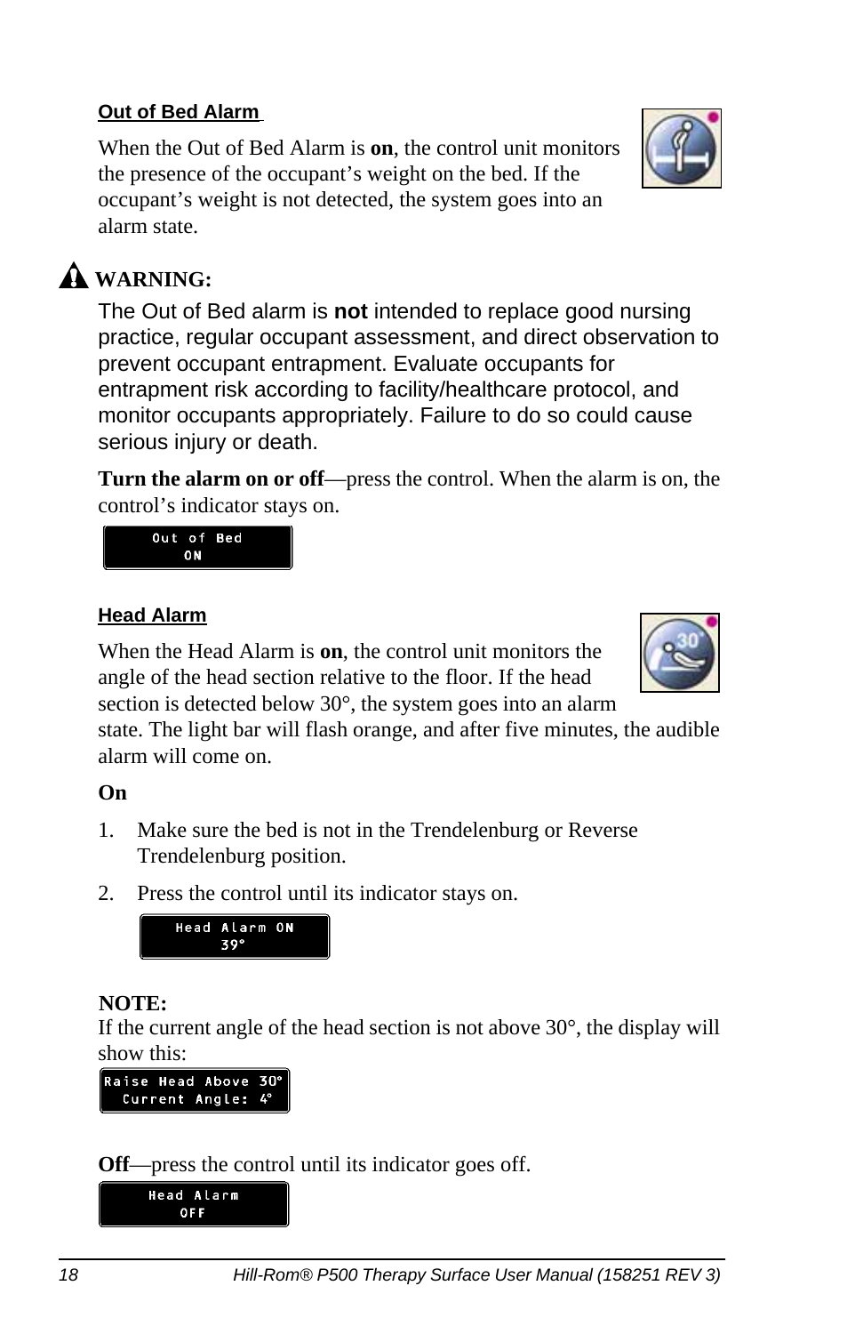### Out of Bed Alarm

When the Out of Bed Alarm is **on**, the control unit monitors the presence of the occupant's weight on the bed. If the occupant's weight is not detected, the system goes into an alarm state.

**WARNING:**

The Out of Bed alarm is **not** intended to replace good nursing practice, regular occupant assessment, and direct observation to prevent occupant entrapment. Evaluate occupants for entrapment risk according to facility/healthcare protocol, and monitor occupants appropriately. Failure to do so could cause serious injury or death.

**Turn the alarm on or off**—press the control. When the alarm is on, the control's indicator stays on.

```
Out of Bed
ON
```

### Head Alarm

When the Head Alarm is **on**, the control unit monitors the angle of the head section relative to the floor. If the head section is detected below 30°, the system goes into an alarm state. The light bar will flash orange, and after five minutes, the audible alarm will come on.

**On**

1. Make sure the bed is not in the Trendelenburg or Reverse Trendelenburg position.
2. Press the control until its indicator stays on.

```
Head Alarm ON
39°
```

**NOTE:**
If the current angle of the head section is not above 30°, the display will show this:

```
Raise Head Above 30°
Current Angle: 4°
```

**Off**—press the control until its indicator goes off.

```
Head Alarm
OFF
```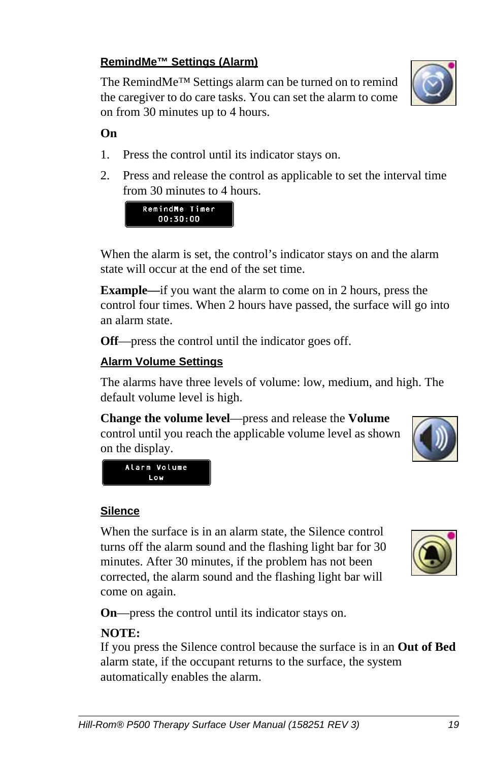### RemindMe™ Settings (Alarm)

The RemindMe™ Settings alarm can be turned on to remind the caregiver to do care tasks. You can set the alarm to come on from 30 minutes up to 4 hours.

**On**

1. Press the control until its indicator stays on.
2. Press and release the control as applicable to set the interval time from 30 minutes to 4 hours.

```
RemindMe Timer
00:30:00
```

When the alarm is set, the control's indicator stays on and the alarm state will occur at the end of the set time.

**Example—**if you want the alarm to come on in 2 hours, press the control four times. When 2 hours have passed, the surface will go into an alarm state.

**Off**—press the control until the indicator goes off.

### Alarm Volume Settings

The alarms have three levels of volume: low, medium, and high. The default volume level is high.

**Change the volume level**—press and release the **Volume** control until you reach the applicable volume level as shown on the display.

```
Alarm Volume
Low
```

### Silence

When the surface is in an alarm state, the Silence control turns off the alarm sound and the flashing light bar for 30 minutes. After 30 minutes, if the problem has not been corrected, the alarm sound and the flashing light bar will come on again.

**On**—press the control until its indicator stays on.

**NOTE:**
If you press the Silence control because the surface is in an **Out of Bed** alarm state, if the occupant returns to the surface, the system automatically enables the alarm.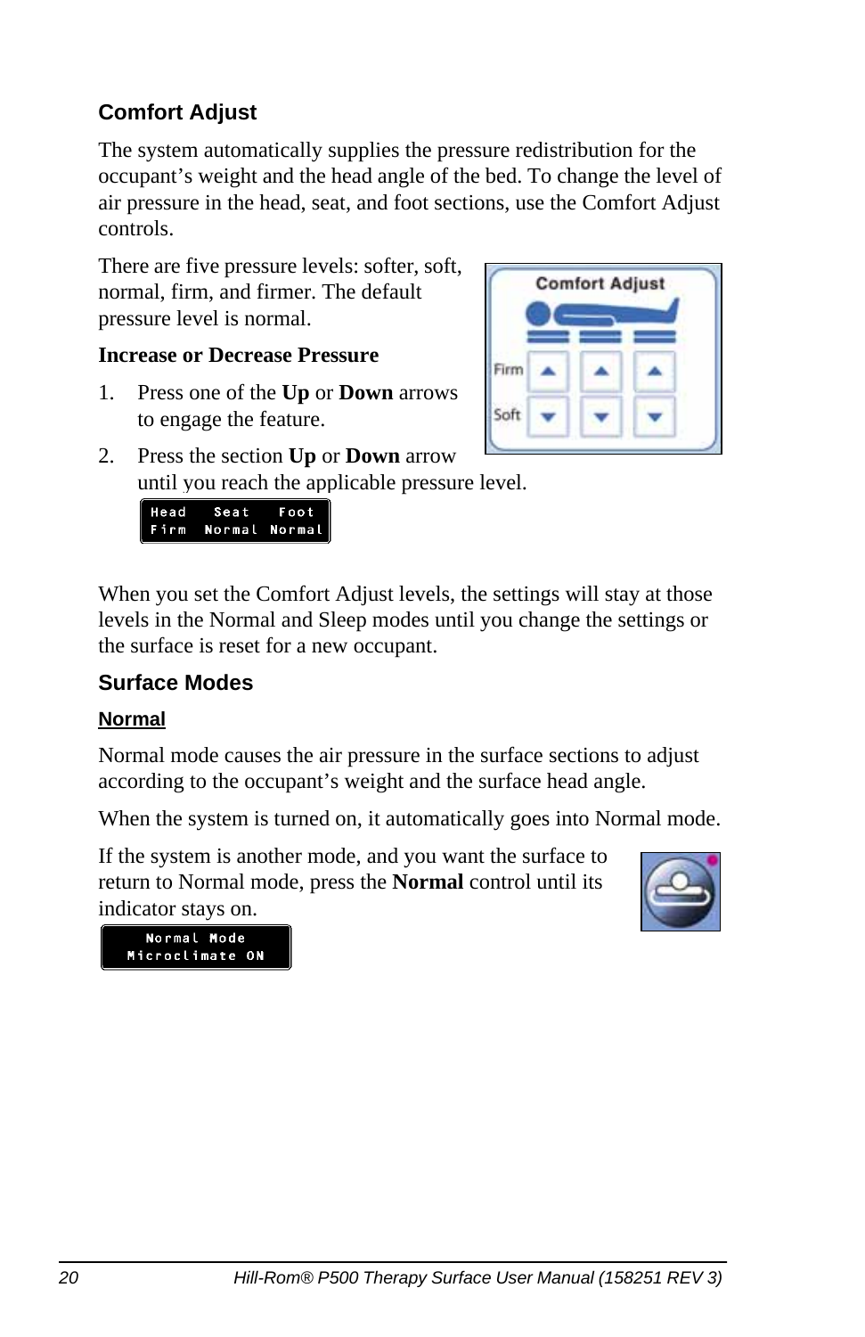## Comfort Adjust

The system automatically supplies the pressure redistribution for the occupant's weight and the head angle of the bed. To change the level of air pressure in the head, seat, and foot sections, use the Comfort Adjust controls.

There are five pressure levels: softer, soft, normal, firm, and firmer. The default pressure level is normal.

**Increase or Decrease Pressure**

1. Press one of the **Up** or **Down** arrows to engage the feature.
2. Press the section **Up** or **Down** arrow until you reach the applicable pressure level.

```
Head   Seat    Foot
Firm   Normal  Normal
```

When you set the Comfort Adjust levels, the settings will stay at those levels in the Normal and Sleep modes until you change the settings or the surface is reset for a new occupant.

## Surface Modes

### Normal

Normal mode causes the air pressure in the surface sections to adjust according to the occupant's weight and the surface head angle.

When the system is turned on, it automatically goes into Normal mode.

If the system is another mode, and you want the surface to return to Normal mode, press the **Normal** control until its indicator stays on.

```
Normal Mode
Microclimate ON
```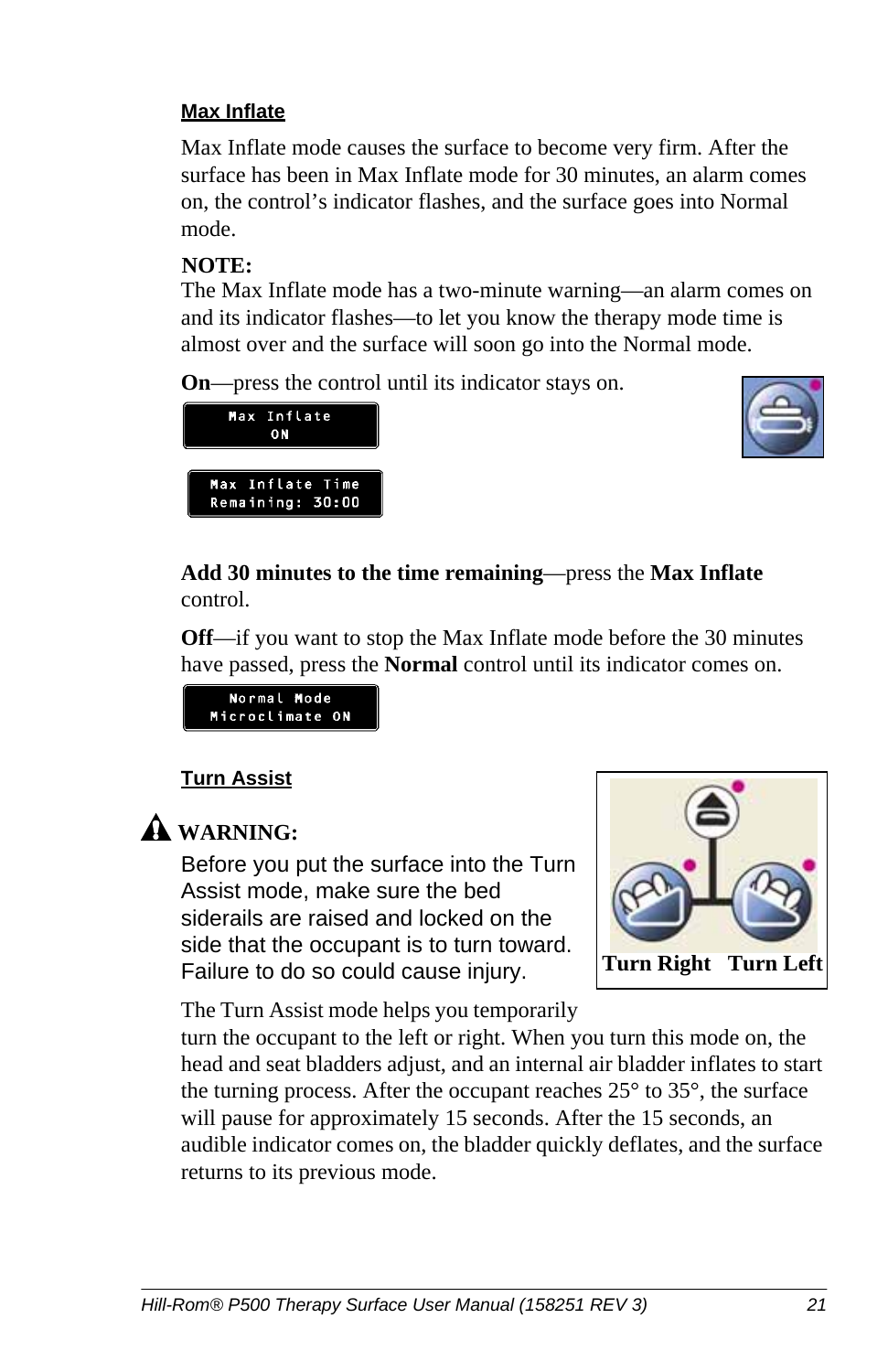### Max Inflate

Max Inflate mode causes the surface to become very firm. After the surface has been in Max Inflate mode for 30 minutes, an alarm comes on, the control's indicator flashes, and the surface goes into Normal mode.

**NOTE:**
The Max Inflate mode has a two-minute warning—an alarm comes on and its indicator flashes—to let you know the therapy mode time is almost over and the surface will soon go into the Normal mode.

**On**—press the control until its indicator stays on.

```
Max Inflate
ON
```

```
Max Inflate Time
Remaining: 30:00
```

**Add 30 minutes to the time remaining**—press the **Max Inflate** control.

**Off**—if you want to stop the Max Inflate mode before the 30 minutes have passed, press the **Normal** control until its indicator comes on.

```
Normal Mode
Microclimate ON
```

### Turn Assist

**WARNING:**
Before you put the surface into the Turn Assist mode, make sure the bed siderails are raised and locked on the side that the occupant is to turn toward. Failure to do so could cause injury.

**Turn Right** **Turn Left**

The Turn Assist mode helps you temporarily turn the occupant to the left or right. When you turn this mode on, the head and seat bladders adjust, and an internal air bladder inflates to start the turning process. After the occupant reaches 25° to 35°, the surface will pause for approximately 15 seconds. After the 15 seconds, an audible indicator comes on, the bladder quickly deflates, and the surface returns to its previous mode.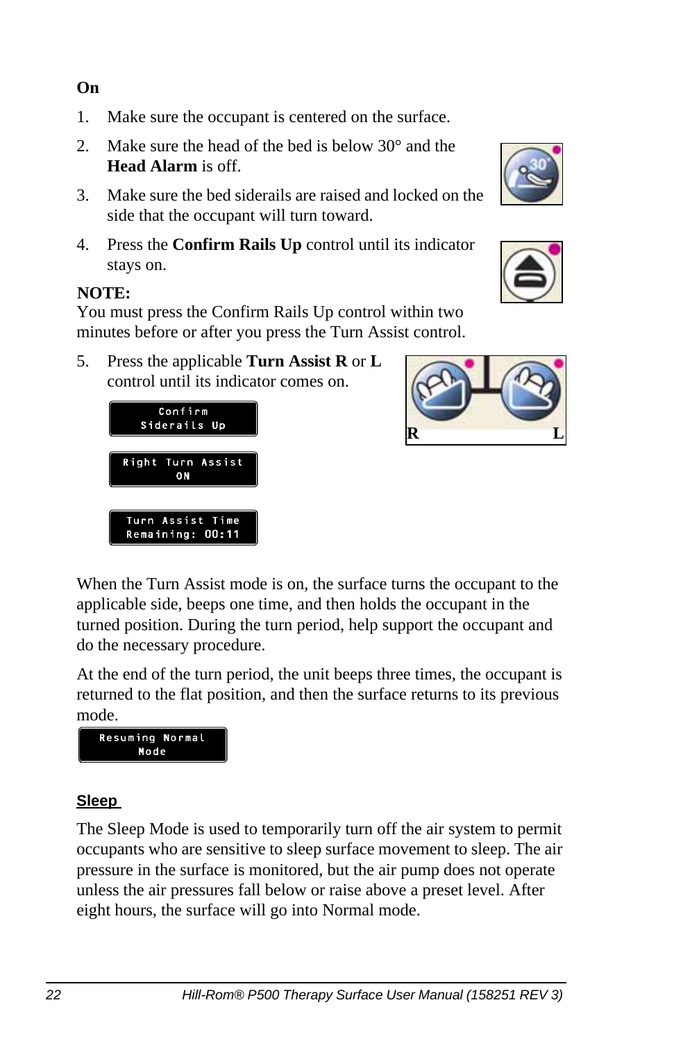**On**

1. Make sure the occupant is centered on the surface.
2. Make sure the head of the bed is below 30° and the **Head Alarm** is off.
3. Make sure the bed siderails are raised and locked on the side that the occupant will turn toward.
4. Press the **Confirm Rails Up** control until its indicator stays on.

**NOTE:**
You must press the Confirm Rails Up control within two minutes before or after you press the Turn Assist control.

5. Press the applicable **Turn Assist R** or **L** control until its indicator comes on.

```
Confirm
Siderails Up
```

```
Right Turn Assist
ON
```

```
Turn Assist Time
Remaining: 00:11
```

R L

When the Turn Assist mode is on, the surface turns the occupant to the applicable side, beeps one time, and then holds the occupant in the turned position. During the turn period, help support the occupant and do the necessary procedure.

At the end of the turn period, the unit beeps three times, the occupant is returned to the flat position, and then the surface returns to its previous mode.

```
Resuming Normal
Mode
```

## Sleep

The Sleep Mode is used to temporarily turn off the air system to permit occupants who are sensitive to sleep surface movement to sleep. The air pressure in the surface is monitored, but the air pump does not operate unless the air pressures fall below or raise above a preset level. After eight hours, the surface will go into Normal mode.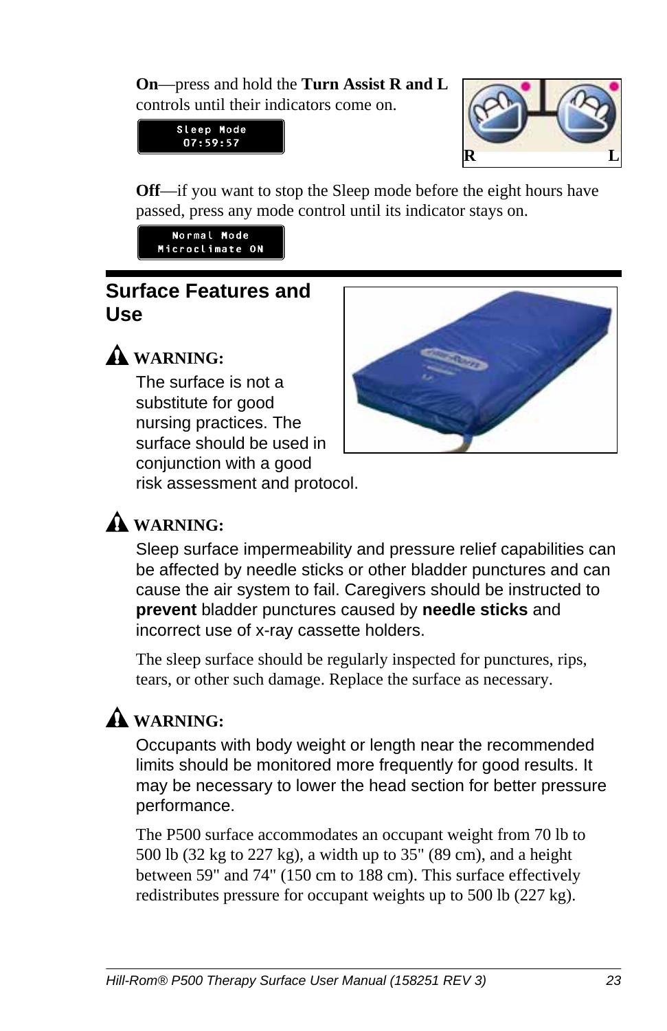**On**—press and hold the **Turn Assist R and L** controls until their indicators come on.

```
Sleep Mode
07:59:57
```

R L

**Off**—if you want to stop the Sleep mode before the eight hours have passed, press any mode control until its indicator stays on.

```
Normal Mode
Microclimate ON
```

## Surface Features and Use

**WARNING:**

The surface is not a substitute for good nursing practices. The surface should be used in conjunction with a good risk assessment and protocol.

**WARNING:**

Sleep surface impermeability and pressure relief capabilities can be affected by needle sticks or other bladder punctures and can cause the air system to fail. Caregivers should be instructed to **prevent** bladder punctures caused by **needle sticks** and incorrect use of x-ray cassette holders.

The sleep surface should be regularly inspected for punctures, rips, tears, or other such damage. Replace the surface as necessary.

**WARNING:**

Occupants with body weight or length near the recommended limits should be monitored more frequently for good results. It may be necessary to lower the head section for better pressure performance.

The P500 surface accommodates an occupant weight from 70 lb to 500 lb (32 kg to 227 kg), a width up to 35" (89 cm), and a height between 59" and 74" (150 cm to 188 cm). This surface effectively redistributes pressure for occupant weights up to 500 lb (227 kg).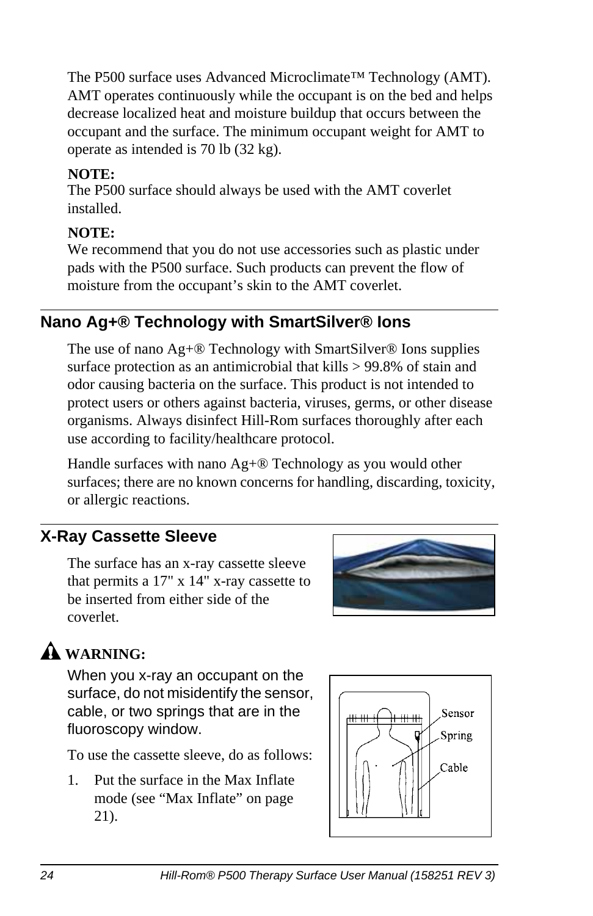The P500 surface uses Advanced Microclimate™ Technology (AMT). AMT operates continuously while the occupant is on the bed and helps decrease localized heat and moisture buildup that occurs between the occupant and the surface. The minimum occupant weight for AMT to operate as intended is 70 lb (32 kg).

**NOTE:**
The P500 surface should always be used with the AMT coverlet installed.

**NOTE:**
We recommend that you do not use accessories such as plastic under pads with the P500 surface. Such products can prevent the flow of moisture from the occupant's skin to the AMT coverlet.

## Nano Ag+® Technology with SmartSilver® Ions

The use of nano Ag+® Technology with SmartSilver® Ions supplies surface protection as an antimicrobial that kills > 99.8% of stain and odor causing bacteria on the surface. This product is not intended to protect users or others against bacteria, viruses, germs, or other disease organisms. Always disinfect Hill-Rom surfaces thoroughly after each use according to facility/healthcare protocol.

Handle surfaces with nano Ag+® Technology as you would other surfaces; there are no known concerns for handling, discarding, toxicity, or allergic reactions.

## X-Ray Cassette Sleeve

The surface has an x-ray cassette sleeve that permits a 17" x 14" x-ray cassette to be inserted from either side of the coverlet.

**WARNING:**

When you x-ray an occupant on the surface, do not misidentify the sensor, cable, or two springs that are in the fluoroscopy window.

To use the cassette sleeve, do as follows:

1. Put the surface in the Max Inflate mode (see "Max Inflate" on page 21).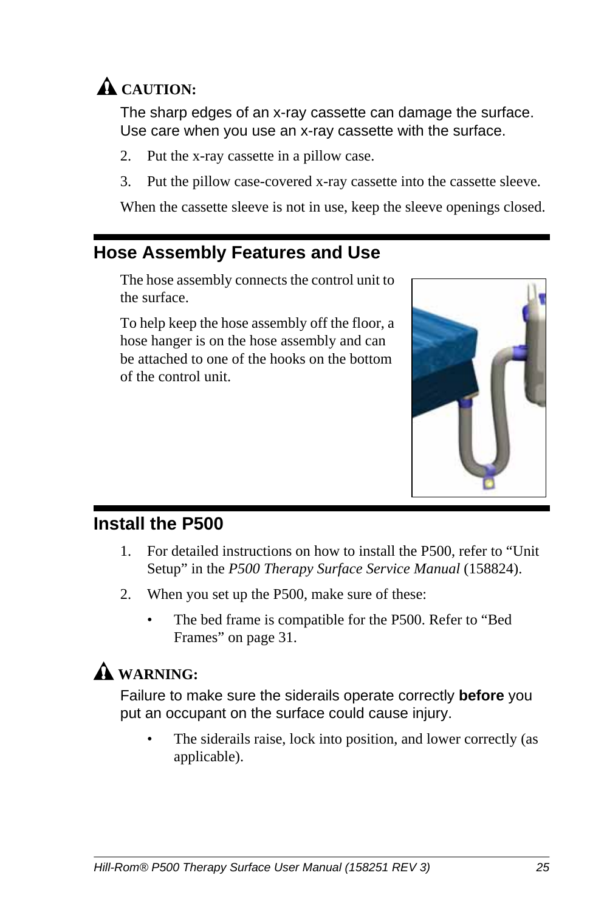**CAUTION:**

The sharp edges of an x-ray cassette can damage the surface. Use care when you use an x-ray cassette with the surface.

2. Put the x-ray cassette in a pillow case.
3. Put the pillow case-covered x-ray cassette into the cassette sleeve.

When the cassette sleeve is not in use, keep the sleeve openings closed.

## Hose Assembly Features and Use

The hose assembly connects the control unit to the surface.

To help keep the hose assembly off the floor, a hose hanger is on the hose assembly and can be attached to one of the hooks on the bottom of the control unit.

## Install the P500

1. For detailed instructions on how to install the P500, refer to "Unit Setup" in the *P500 Therapy Surface Service Manual* (158824).
2. When you set up the P500, make sure of these:
   - The bed frame is compatible for the P500. Refer to "Bed Frames" on page 31.

**WARNING:**

Failure to make sure the siderails operate correctly **before** you put an occupant on the surface could cause injury.

   - The siderails raise, lock into position, and lower correctly (as applicable).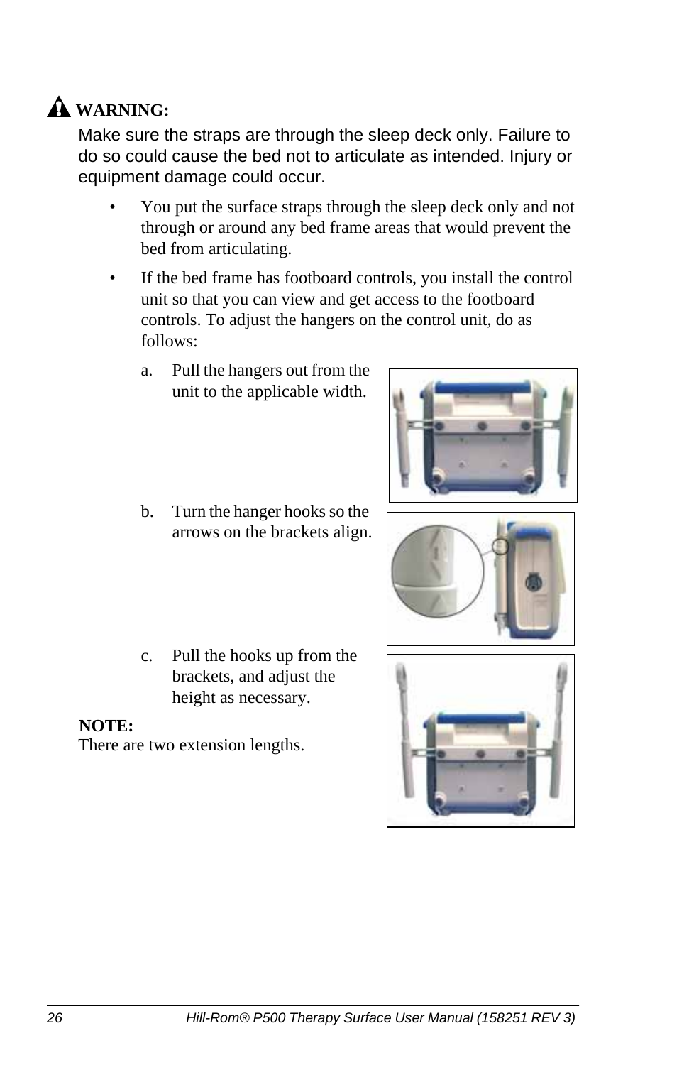**WARNING:**

Make sure the straps are through the sleep deck only. Failure to do so could cause the bed not to articulate as intended. Injury or equipment damage could occur.

- You put the surface straps through the sleep deck only and not through or around any bed frame areas that would prevent the bed from articulating.
- If the bed frame has footboard controls, you install the control unit so that you can view and get access to the footboard controls. To adjust the hangers on the control unit, do as follows:

  a. Pull the hangers out from the unit to the applicable width.

  b. Turn the hanger hooks so the arrows on the brackets align.

  c. Pull the hooks up from the brackets, and adjust the height as necessary.

**NOTE:**
There are two extension lengths.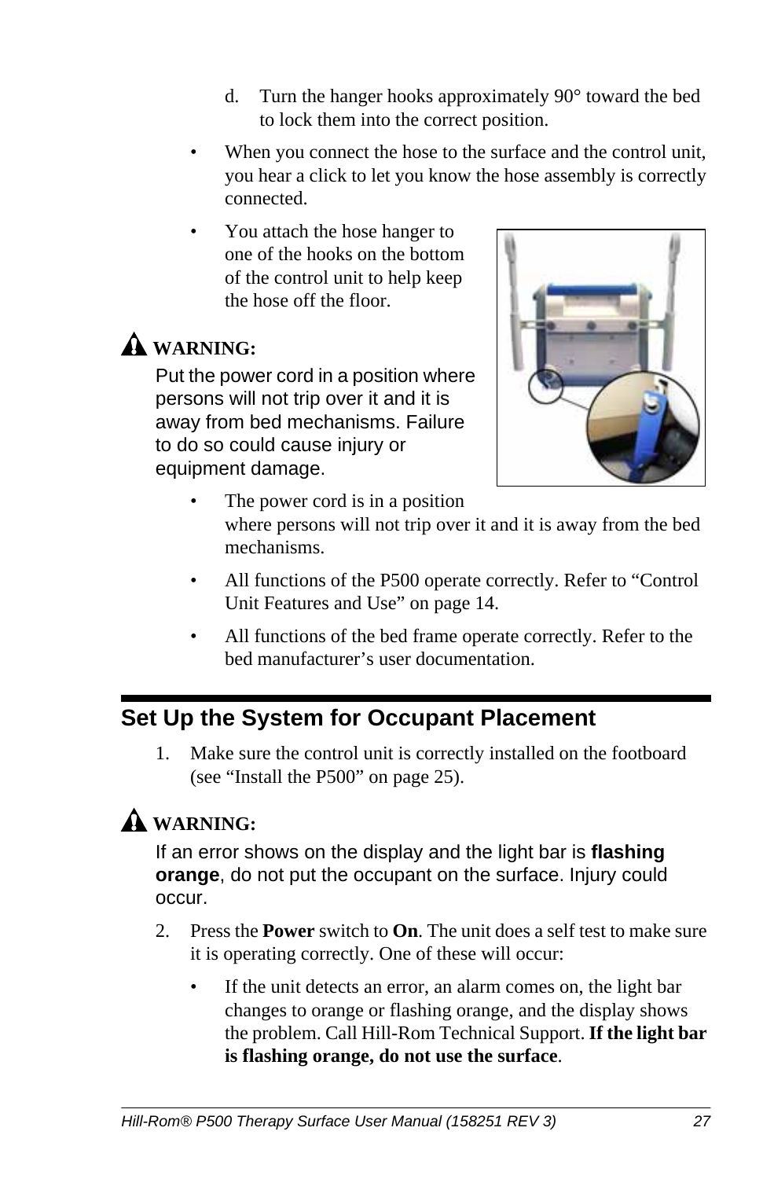d. Turn the hanger hooks approximately 90° toward the bed to lock them into the correct position.

- When you connect the hose to the surface and the control unit, you hear a click to let you know the hose assembly is correctly connected.
- You attach the hose hanger to one of the hooks on the bottom of the control unit to help keep the hose off the floor.

⚠ **WARNING:**

Put the power cord in a position where persons will not trip over it and it is away from bed mechanisms. Failure to do so could cause injury or equipment damage.

- The power cord is in a position where persons will not trip over it and it is away from the bed mechanisms.
- All functions of the P500 operate correctly. Refer to "Control Unit Features and Use" on page 14.
- All functions of the bed frame operate correctly. Refer to the bed manufacturer's user documentation.

## Set Up the System for Occupant Placement

1. Make sure the control unit is correctly installed on the footboard (see "Install the P500" on page 25).

⚠ **WARNING:**

If an error shows on the display and the light bar is **flashing orange**, do not put the occupant on the surface. Injury could occur.

2. Press the **Power** switch to **On**. The unit does a self test to make sure it is operating correctly. One of these will occur:
   - If the unit detects an error, an alarm comes on, the light bar changes to orange or flashing orange, and the display shows the problem. Call Hill-Rom Technical Support. **If the light bar is flashing orange, do not use the surface**.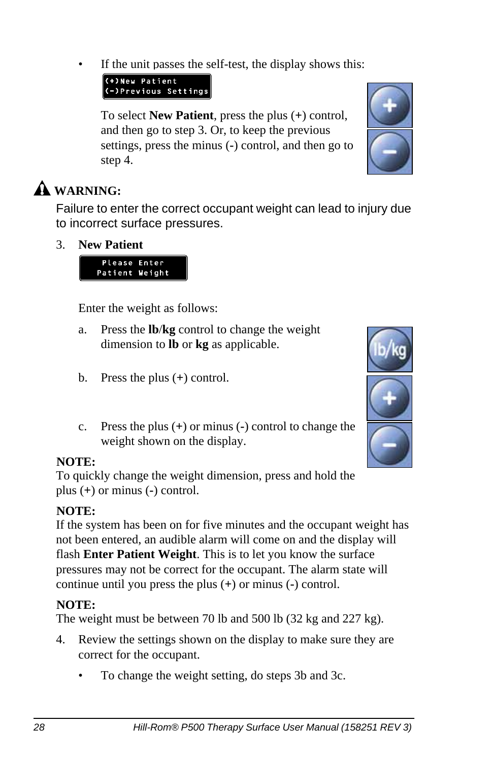- If the unit passes the self-test, the display shows this:

  ```
  (+)New Patient
  (-)Previous Settings
  ```

  To select **New Patient**, press the plus (+) control, and then go to step 3. Or, to keep the previous settings, press the minus (-) control, and then go to step 4.

**WARNING:**

Failure to enter the correct occupant weight can lead to injury due to incorrect surface pressures.

3. **New Patient**

   ```
   Please Enter
   Patient Weight
   ```

   Enter the weight as follows:

   a. Press the **lb**/**kg** control to change the weight dimension to **lb** or **kg** as applicable.

   b. Press the plus (+) control.

   c. Press the plus (+) or minus (-) control to change the weight shown on the display.

**NOTE:**
To quickly change the weight dimension, press and hold the plus (+) or minus (-) control.

**NOTE:**
If the system has been on for five minutes and the occupant weight has not been entered, an audible alarm will come on and the display will flash **Enter Patient Weight**. This is to let you know the surface pressures may not be correct for the occupant. The alarm state will continue until you press the plus (+) or minus (-) control.

**NOTE:**
The weight must be between 70 lb and 500 lb (32 kg and 227 kg).

4. Review the settings shown on the display to make sure they are correct for the occupant.

   - To change the weight setting, do steps 3b and 3c.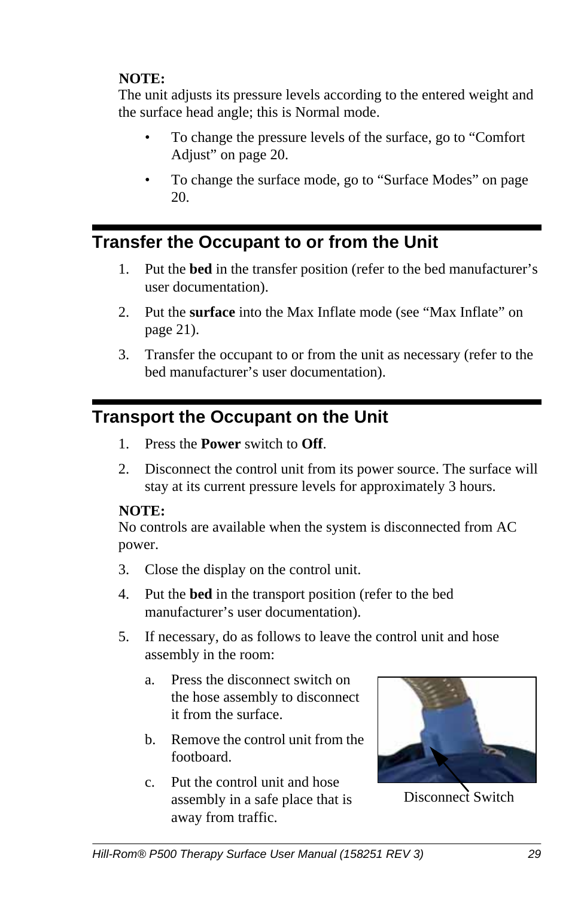**NOTE:**
The unit adjusts its pressure levels according to the entered weight and the surface head angle; this is Normal mode.

- To change the pressure levels of the surface, go to “Comfort Adjust” on page 20.
- To change the surface mode, go to “Surface Modes” on page 20.

## Transfer the Occupant to or from the Unit

1. Put the **bed** in the transfer position (refer to the bed manufacturer’s user documentation).
2. Put the **surface** into the Max Inflate mode (see “Max Inflate” on page 21).
3. Transfer the occupant to or from the unit as necessary (refer to the bed manufacturer’s user documentation).

## Transport the Occupant on the Unit

1. Press the **Power** switch to **Off**.
2. Disconnect the control unit from its power source. The surface will stay at its current pressure levels for approximately 3 hours.

**NOTE:**
No controls are available when the system is disconnected from AC power.

3. Close the display on the control unit.
4. Put the **bed** in the transport position (refer to the bed manufacturer’s user documentation).
5. If necessary, do as follows to leave the control unit and hose assembly in the room:
   a. Press the disconnect switch on the hose assembly to disconnect it from the surface.
   b. Remove the control unit from the footboard.
   c. Put the control unit and hose assembly in a safe place that is away from traffic.

Disconnect Switch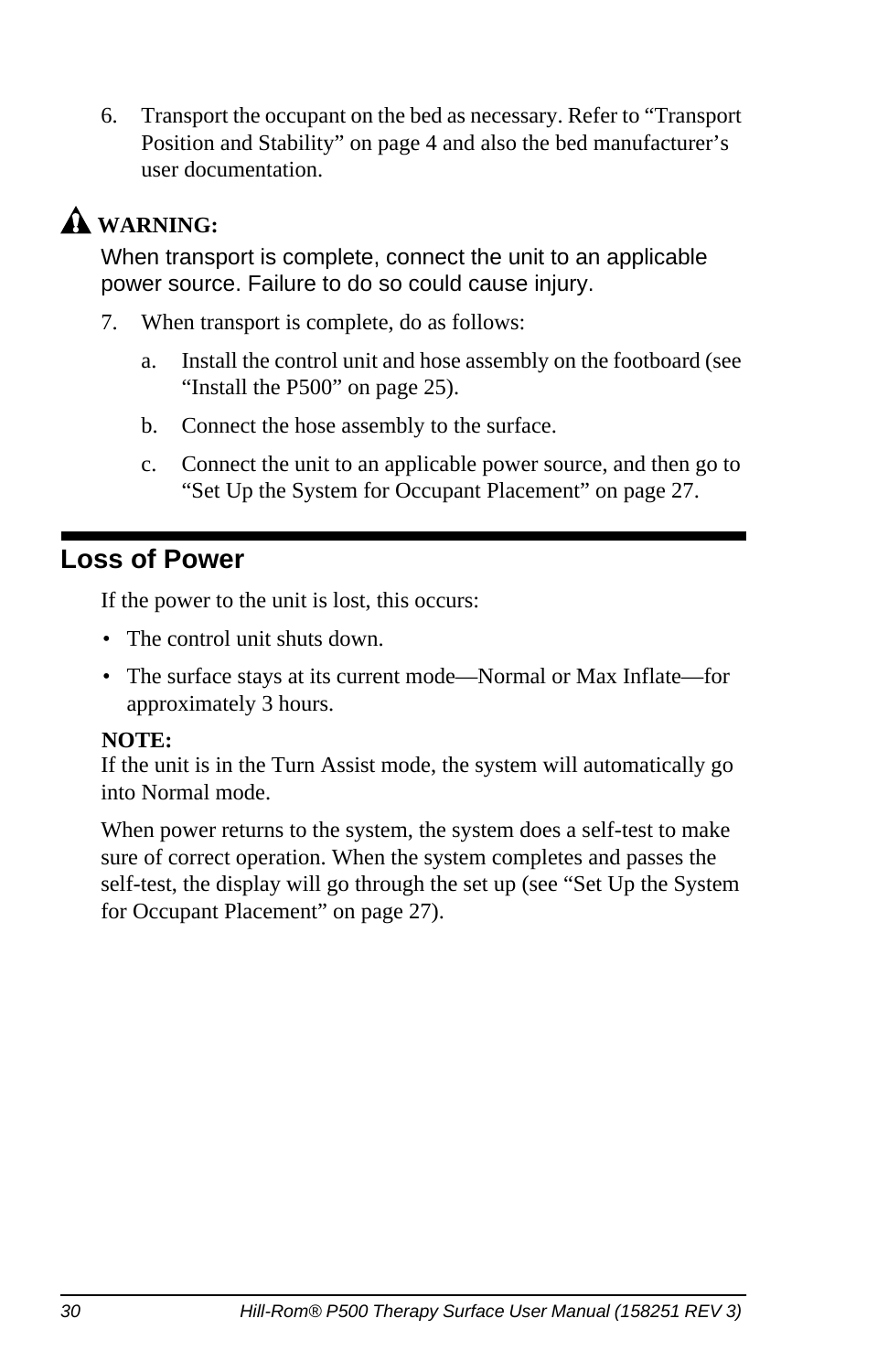6. Transport the occupant on the bed as necessary. Refer to “Transport Position and Stability” on page 4 and also the bed manufacturer’s user documentation.

**⚠ WARNING:**

When transport is complete, connect the unit to an applicable power source. Failure to do so could cause injury.

7. When transport is complete, do as follows:
   a. Install the control unit and hose assembly on the footboard (see “Install the P500” on page 25).
   b. Connect the hose assembly to the surface.
   c. Connect the unit to an applicable power source, and then go to “Set Up the System for Occupant Placement” on page 27.

## Loss of Power

If the power to the unit is lost, this occurs:

- The control unit shuts down.
- The surface stays at its current mode—Normal or Max Inflate—for approximately 3 hours.

**NOTE:**
If the unit is in the Turn Assist mode, the system will automatically go into Normal mode.

When power returns to the system, the system does a self-test to make sure of correct operation. When the system completes and passes the self-test, the display will go through the set up (see “Set Up the System for Occupant Placement” on page 27).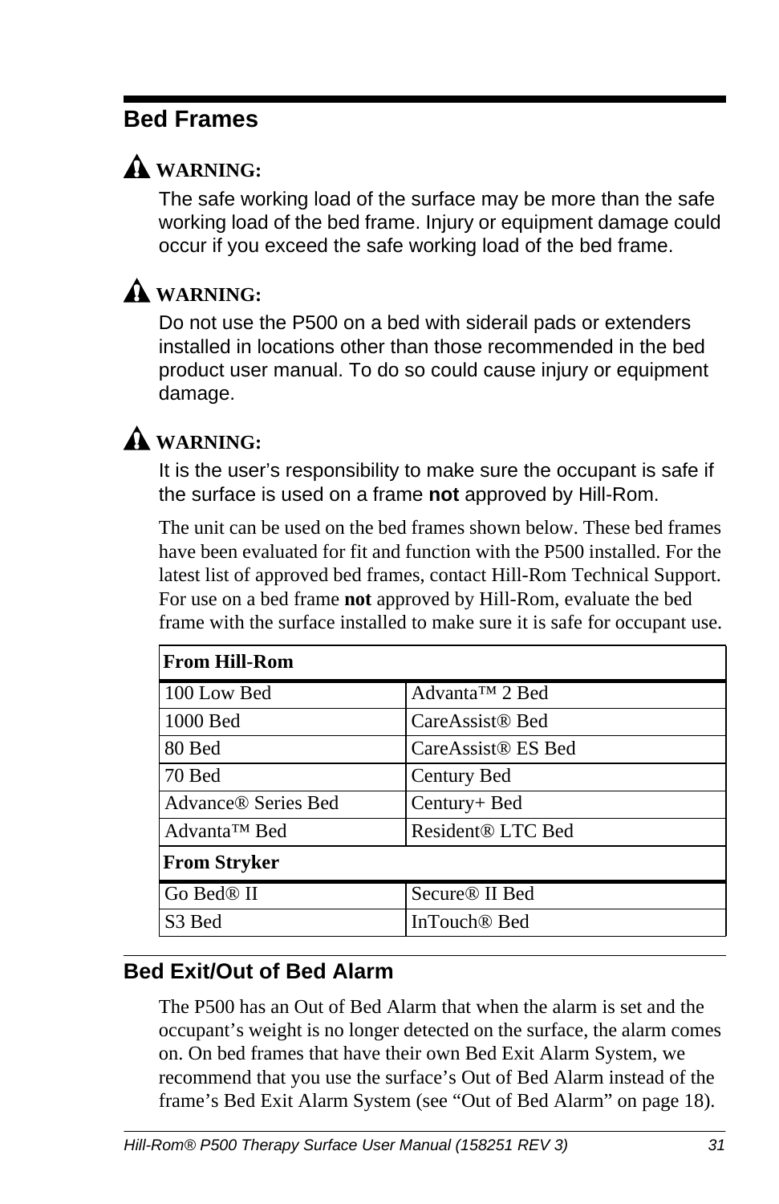## Bed Frames

⚠ **WARNING:**

The safe working load of the surface may be more than the safe working load of the bed frame. Injury or equipment damage could occur if you exceed the safe working load of the bed frame.

⚠ **WARNING:**

Do not use the P500 on a bed with siderail pads or extenders installed in locations other than those recommended in the bed product user manual. To do so could cause injury or equipment damage.

⚠ **WARNING:**

It is the user's responsibility to make sure the occupant is safe if the surface is used on a frame **not** approved by Hill-Rom.

The unit can be used on the bed frames shown below. These bed frames have been evaluated for fit and function with the P500 installed. For the latest list of approved bed frames, contact Hill-Rom Technical Support. For use on a bed frame **not** approved by Hill-Rom, evaluate the bed frame with the surface installed to make sure it is safe for occupant use.

| **From Hill-Rom** | |
|---|---|
| 100 Low Bed | Advanta™ 2 Bed |
| 1000 Bed | CareAssist® Bed |
| 80 Bed | CareAssist® ES Bed |
| 70 Bed | Century Bed |
| Advance® Series Bed | Century+ Bed |
| Advanta™ Bed | Resident® LTC Bed |
| **From Stryker** | |
| Go Bed® II | Secure® II Bed |
| S3 Bed | InTouch® Bed |

## Bed Exit/Out of Bed Alarm

The P500 has an Out of Bed Alarm that when the alarm is set and the occupant's weight is no longer detected on the surface, the alarm comes on. On bed frames that have their own Bed Exit Alarm System, we recommend that you use the surface's Out of Bed Alarm instead of the frame's Bed Exit Alarm System (see "Out of Bed Alarm" on page 18).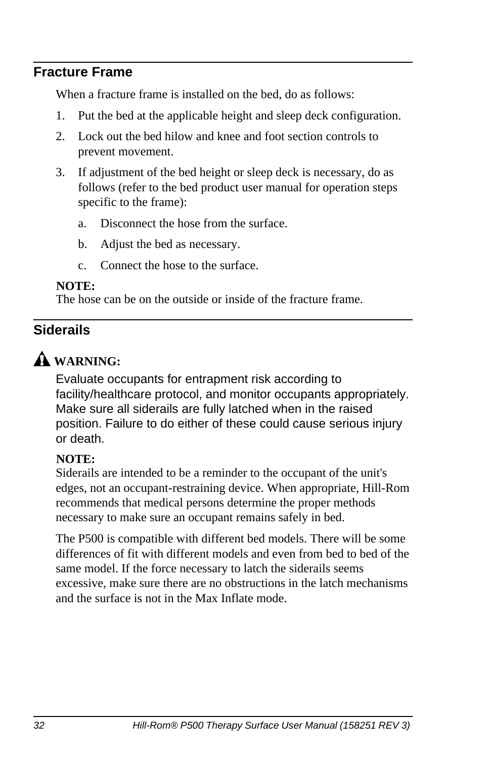## Fracture Frame

When a fracture frame is installed on the bed, do as follows:

1. Put the bed at the applicable height and sleep deck configuration.
2. Lock out the bed hilow and knee and foot section controls to prevent movement.
3. If adjustment of the bed height or sleep deck is necessary, do as follows (refer to the bed product user manual for operation steps specific to the frame):
   a. Disconnect the hose from the surface.
   b. Adjust the bed as necessary.
   c. Connect the hose to the surface.

**NOTE:**
The hose can be on the outside or inside of the fracture frame.

## Siderails

**WARNING:**
Evaluate occupants for entrapment risk according to facility/healthcare protocol, and monitor occupants appropriately. Make sure all siderails are fully latched when in the raised position. Failure to do either of these could cause serious injury or death.

**NOTE:**
Siderails are intended to be a reminder to the occupant of the unit's edges, not an occupant-restraining device. When appropriate, Hill-Rom recommends that medical persons determine the proper methods necessary to make sure an occupant remains safely in bed.

The P500 is compatible with different bed models. There will be some differences of fit with different models and even from bed to bed of the same model. If the force necessary to latch the siderails seems excessive, make sure there are no obstructions in the latch mechanisms and the surface is not in the Max Inflate mode.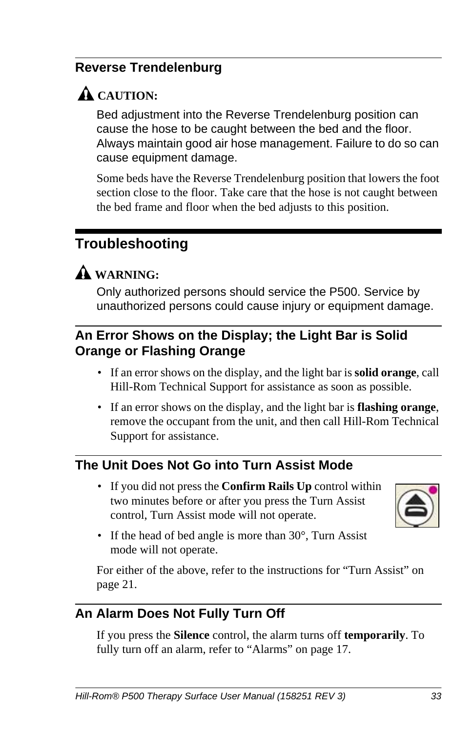## Reverse Trendelenburg

**CAUTION:**

Bed adjustment into the Reverse Trendelenburg position can cause the hose to be caught between the bed and the floor. Always maintain good air hose management. Failure to do so can cause equipment damage.

Some beds have the Reverse Trendelenburg position that lowers the foot section close to the floor. Take care that the hose is not caught between the bed frame and floor when the bed adjusts to this position.

# Troubleshooting

**WARNING:**

Only authorized persons should service the P500. Service by unauthorized persons could cause injury or equipment damage.

## An Error Shows on the Display; the Light Bar is Solid Orange or Flashing Orange

- If an error shows on the display, and the light bar is **solid orange**, call Hill-Rom Technical Support for assistance as soon as possible.
- If an error shows on the display, and the light bar is **flashing orange**, remove the occupant from the unit, and then call Hill-Rom Technical Support for assistance.

## The Unit Does Not Go into Turn Assist Mode

- If you did not press the **Confirm Rails Up** control within two minutes before or after you press the Turn Assist control, Turn Assist mode will not operate.
- If the head of bed angle is more than 30°, Turn Assist mode will not operate.

For either of the above, refer to the instructions for "Turn Assist" on page 21.

## An Alarm Does Not Fully Turn Off

If you press the **Silence** control, the alarm turns off **temporarily**. To fully turn off an alarm, refer to "Alarms" on page 17.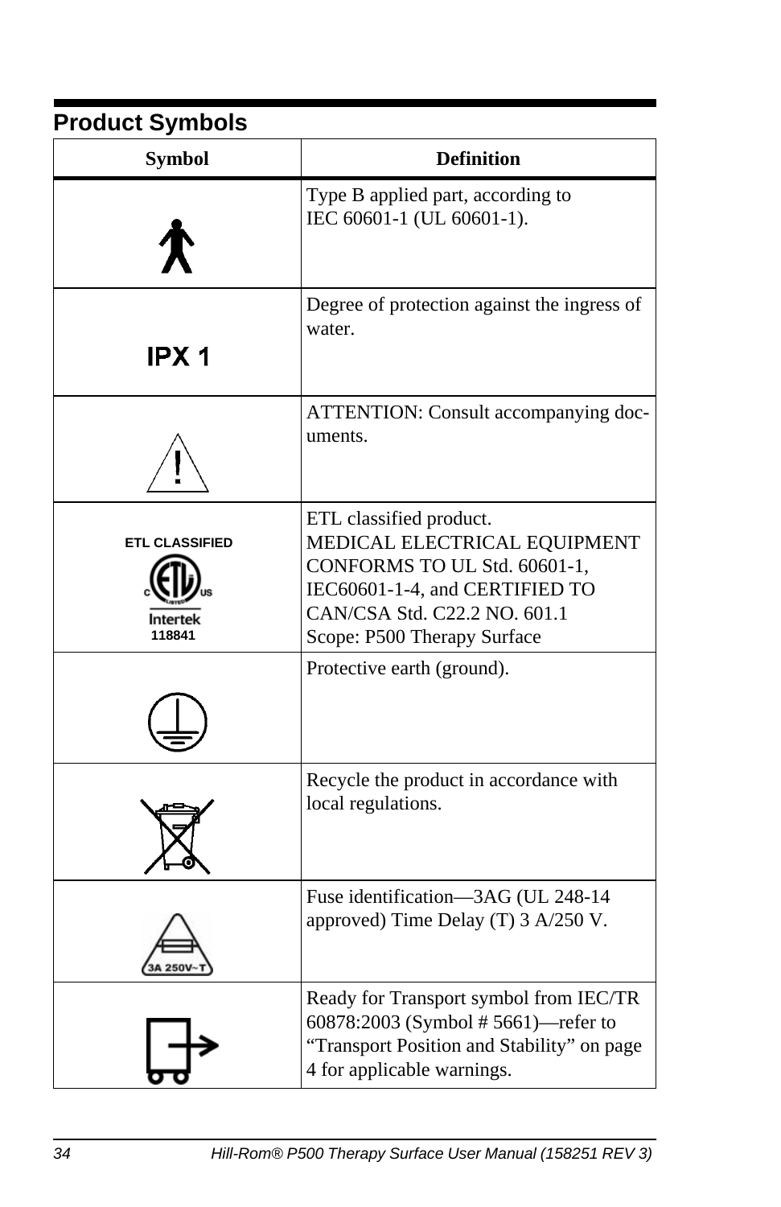## Product Symbols

| Symbol | Definition |
|---|---|
| | Type B applied part, according to IEC 60601-1 (UL 60601-1). |
| IPX 1 | Degree of protection against the ingress of water. |
| | ATTENTION: Consult accompanying documents. |
| ETL CLASSIFIED Intertek 118841 | ETL classified product. MEDICAL ELECTRICAL EQUIPMENT CONFORMS TO UL Std. 60601-1, IEC60601-1-4, and CERTIFIED TO CAN/CSA Std. C22.2 NO. 601.1 Scope: P500 Therapy Surface |
| | Protective earth (ground). |
| | Recycle the product in accordance with local regulations. |
| 3A 250V~T | Fuse identification—3AG (UL 248-14 approved) Time Delay (T) 3 A/250 V. |
| | Ready for Transport symbol from IEC/TR 60878:2003 (Symbol # 5661)—refer to "Transport Position and Stability" on page 4 for applicable warnings. |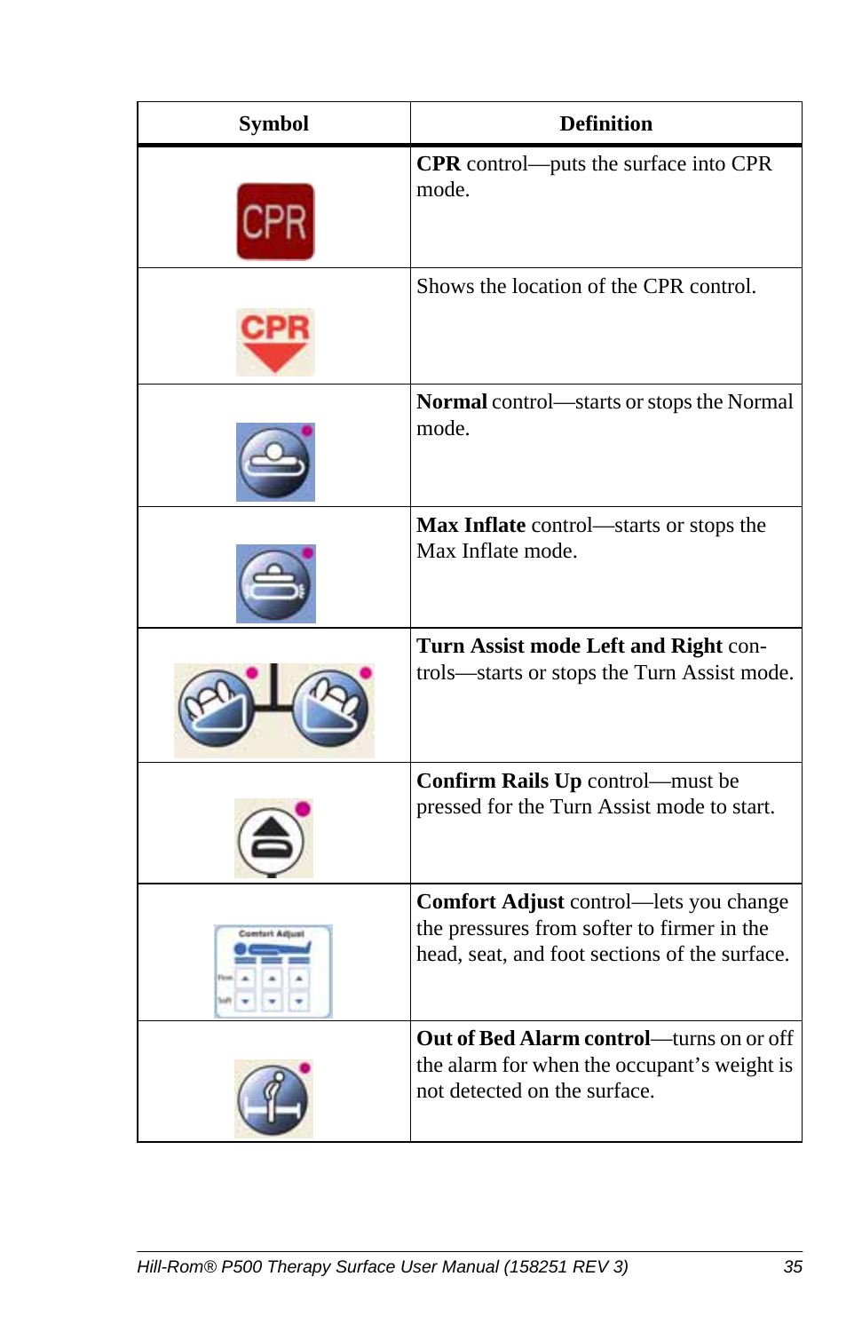| Symbol | Definition |
|---|---|
| CPR | **CPR** control—puts the surface into CPR mode. |
| CPR | Shows the location of the CPR control. |
| | **Normal** control—starts or stops the Normal mode. |
| | **Max Inflate** control—starts or stops the Max Inflate mode. |
| | **Turn Assist mode Left and Right** controls—starts or stops the Turn Assist mode. |
| | **Confirm Rails Up** control—must be pressed for the Turn Assist mode to start. |
| Comfort Adjust | **Comfort Adjust** control—lets you change the pressures from softer to firmer in the head, seat, and foot sections of the surface. |
| | **Out of Bed Alarm control**—turns on or off the alarm for when the occupant's weight is not detected on the surface. |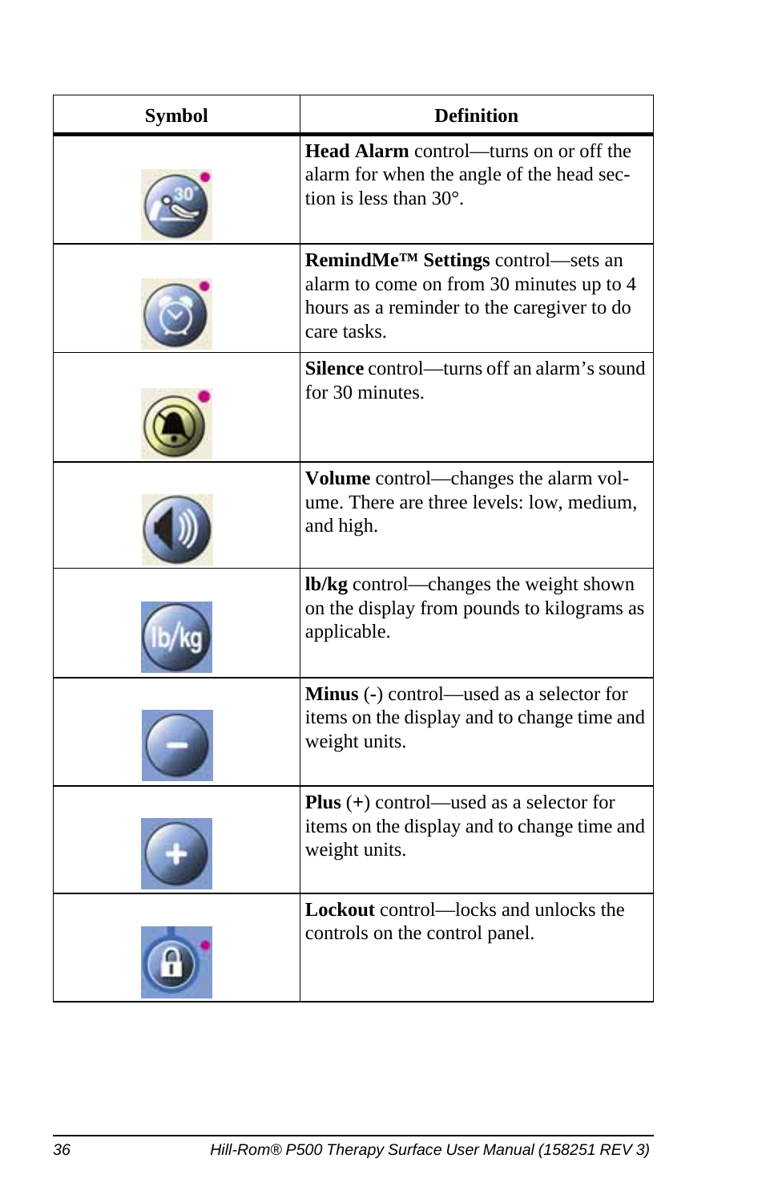| Symbol | Definition |
|---|---|
| | **Head Alarm** control—turns on or off the alarm for when the angle of the head section is less than 30°. |
| | **RemindMe™ Settings** control—sets an alarm to come on from 30 minutes up to 4 hours as a reminder to the caregiver to do care tasks. |
| | **Silence** control—turns off an alarm's sound for 30 minutes. |
| | **Volume** control—changes the alarm volume. There are three levels: low, medium, and high. |
| | **lb/kg** control—changes the weight shown on the display from pounds to kilograms as applicable. |
| | **Minus** (-) control—used as a selector for items on the display and to change time and weight units. |
| | **Plus** (+) control—used as a selector for items on the display and to change time and weight units. |
| | **Lockout** control—locks and unlocks the controls on the control panel. |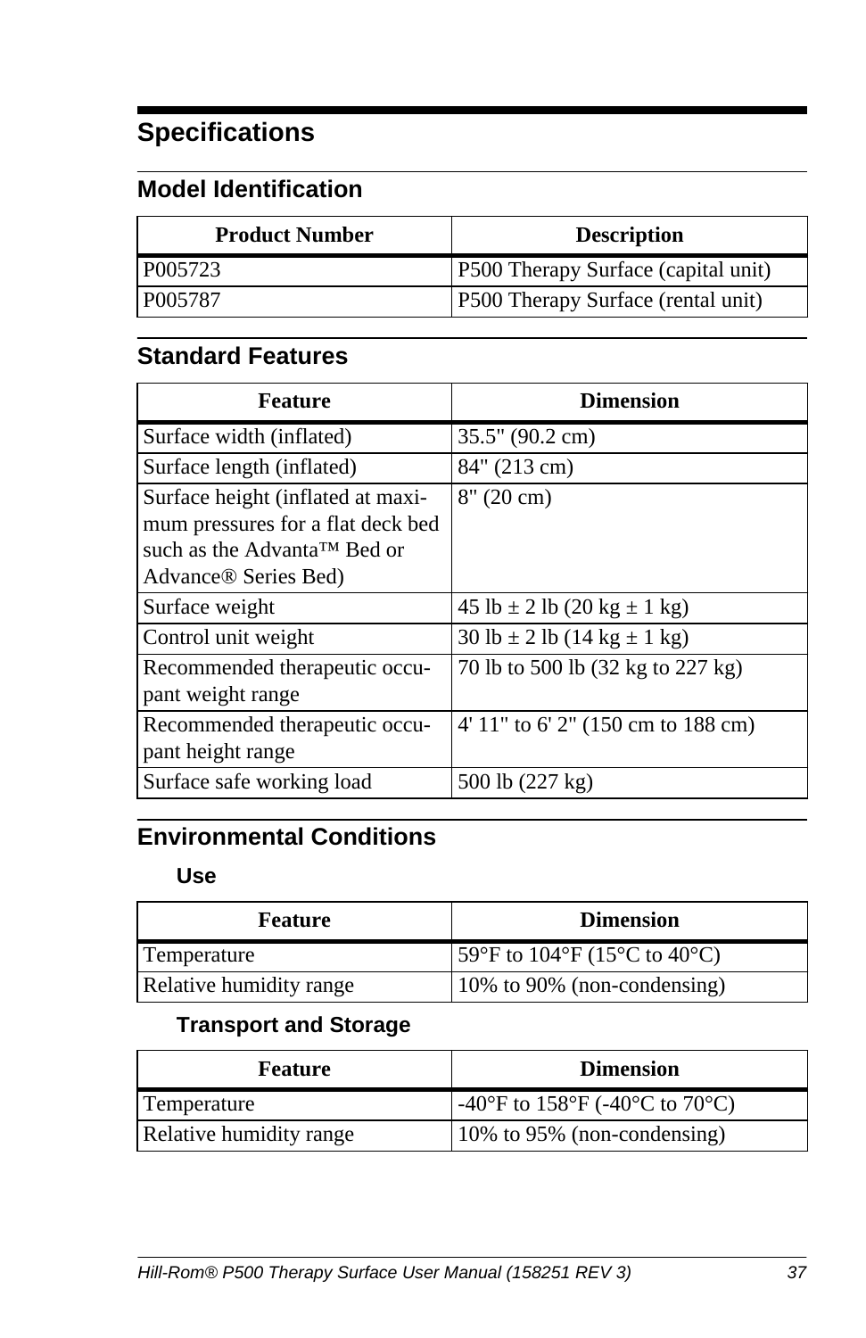# Specifications

## Model Identification

| Product Number | Description |
|---|---|
| P005723 | P500 Therapy Surface (capital unit) |
| P005787 | P500 Therapy Surface (rental unit) |

## Standard Features

| Feature | Dimension |
|---|---|
| Surface width (inflated) | 35.5" (90.2 cm) |
| Surface length (inflated) | 84" (213 cm) |
| Surface height (inflated at maximum pressures for a flat deck bed such as the Advanta™ Bed or Advance® Series Bed) | 8" (20 cm) |
| Surface weight | 45 lb ± 2 lb (20 kg ± 1 kg) |
| Control unit weight | 30 lb ± 2 lb (14 kg ± 1 kg) |
| Recommended therapeutic occupant weight range | 70 lb to 500 lb (32 kg to 227 kg) |
| Recommended therapeutic occupant height range | 4' 11" to 6' 2" (150 cm to 188 cm) |
| Surface safe working load | 500 lb (227 kg) |

## Environmental Conditions

### Use

| Feature | Dimension |
|---|---|
| Temperature | 59°F to 104°F (15°C to 40°C) |
| Relative humidity range | 10% to 90% (non-condensing) |

### Transport and Storage

| Feature | Dimension |
|---|---|
| Temperature | -40°F to 158°F (-40°C to 70°C) |
| Relative humidity range | 10% to 95% (non-condensing) |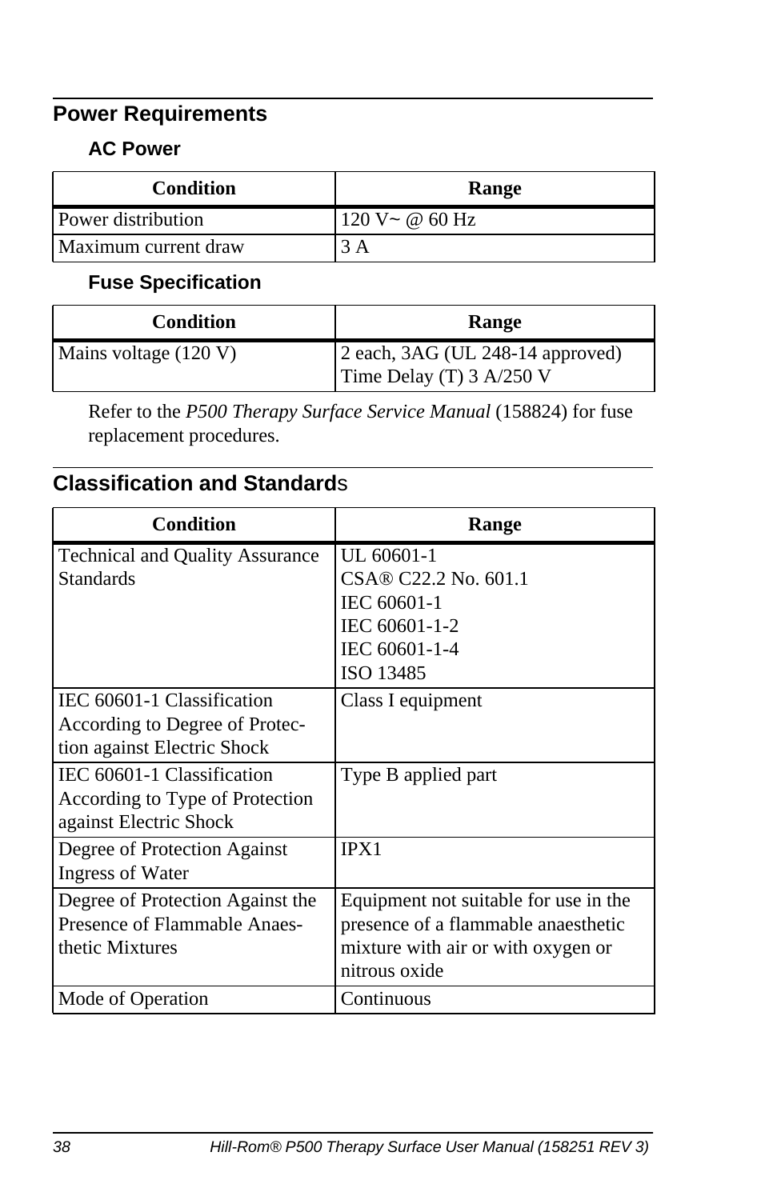## Power Requirements

### AC Power

| Condition | Range |
|---|---|
| Power distribution | 120 V~ @ 60 Hz |
| Maximum current draw | 3 A |

### Fuse Specification

| Condition | Range |
|---|---|
| Mains voltage (120 V) | 2 each, 3AG (UL 248-14 approved)<br>Time Delay (T) 3 A/250 V |

Refer to the *P500 Therapy Surface Service Manual* (158824) for fuse replacement procedures.

## Classification and Standards

| Condition | Range |
|---|---|
| Technical and Quality Assurance Standards | UL 60601-1<br>CSA® C22.2 No. 601.1<br>IEC 60601-1<br>IEC 60601-1-2<br>IEC 60601-1-4<br>ISO 13485 |
| IEC 60601-1 Classification According to Degree of Protection against Electric Shock | Class I equipment |
| IEC 60601-1 Classification According to Type of Protection against Electric Shock | Type B applied part |
| Degree of Protection Against Ingress of Water | IPX1 |
| Degree of Protection Against the Presence of Flammable Anaesthetic Mixtures | Equipment not suitable for use in the presence of a flammable anaesthetic mixture with air or with oxygen or nitrous oxide |
| Mode of Operation | Continuous |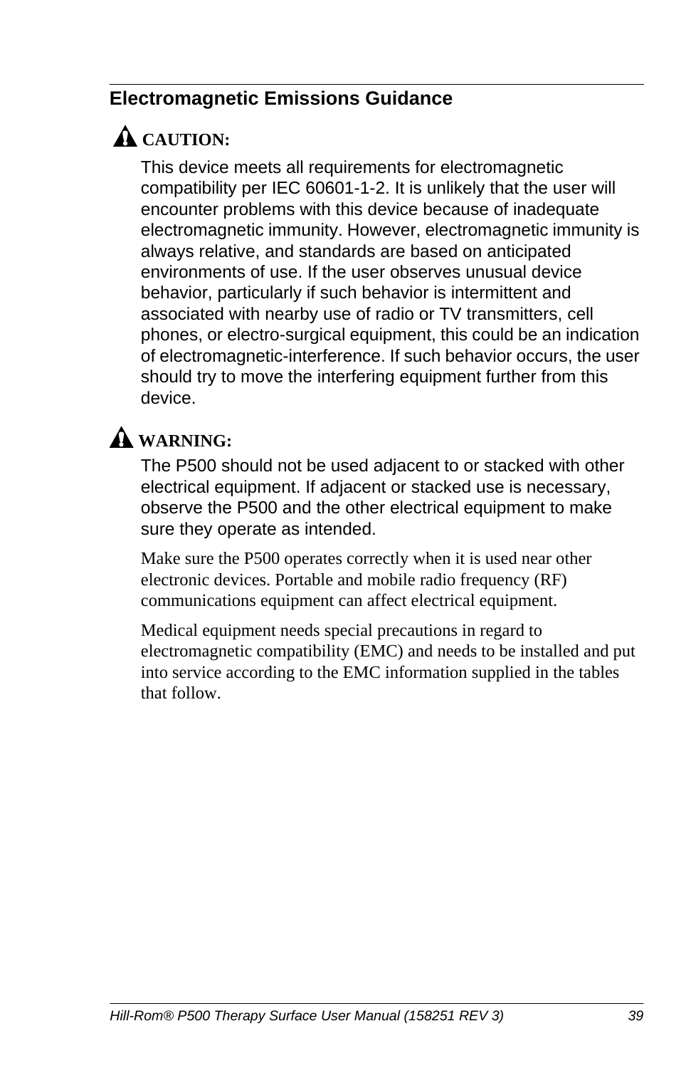## Electromagnetic Emissions Guidance

⚠ **CAUTION:**

This device meets all requirements for electromagnetic compatibility per IEC 60601-1-2. It is unlikely that the user will encounter problems with this device because of inadequate electromagnetic immunity. However, electromagnetic immunity is always relative, and standards are based on anticipated environments of use. If the user observes unusual device behavior, particularly if such behavior is intermittent and associated with nearby use of radio or TV transmitters, cell phones, or electro-surgical equipment, this could be an indication of electromagnetic-interference. If such behavior occurs, the user should try to move the interfering equipment further from this device.

⚠ **WARNING:**

The P500 should not be used adjacent to or stacked with other electrical equipment. If adjacent or stacked use is necessary, observe the P500 and the other electrical equipment to make sure they operate as intended.

Make sure the P500 operates correctly when it is used near other electronic devices. Portable and mobile radio frequency (RF) communications equipment can affect electrical equipment.

Medical equipment needs special precautions in regard to electromagnetic compatibility (EMC) and needs to be installed and put into service according to the EMC information supplied in the tables that follow.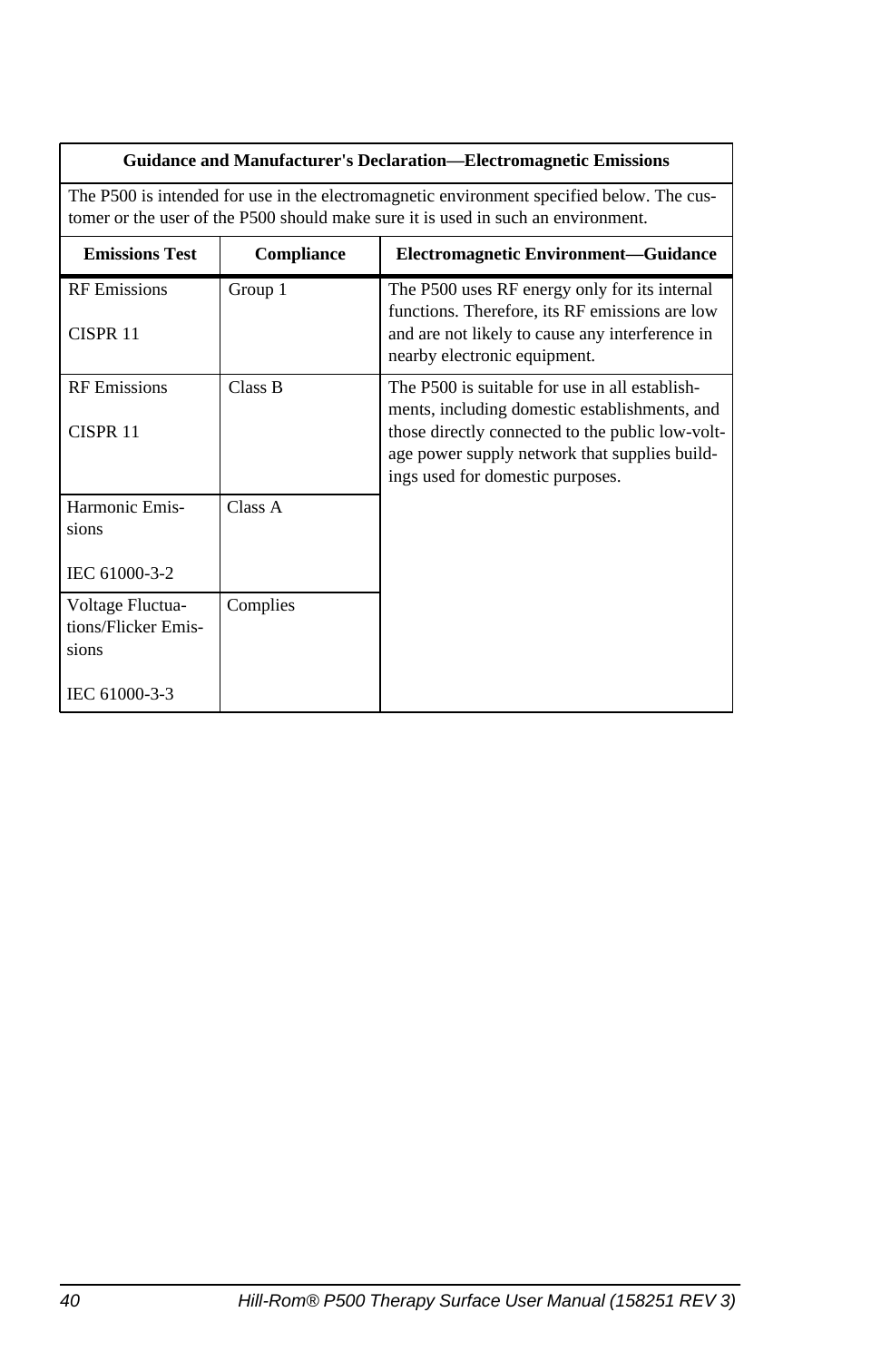| Guidance and Manufacturer's Declaration—Electromagnetic Emissions | | |
|---|---|---|
| The P500 is intended for use in the electromagnetic environment specified below. The customer or the user of the P500 should make sure it is used in such an environment. | | |
| **Emissions Test** | **Compliance** | **Electromagnetic Environment—Guidance** |
| RF Emissions<br><br>CISPR 11 | Group 1 | The P500 uses RF energy only for its internal functions. Therefore, its RF emissions are low and are not likely to cause any interference in nearby electronic equipment. |
| RF Emissions<br><br>CISPR 11 | Class B | The P500 is suitable for use in all establishments, including domestic establishments, and those directly connected to the public low-voltage power supply network that supplies buildings used for domestic purposes. |
| Harmonic Emissions<br><br>IEC 61000-3-2 | Class A | |
| Voltage Fluctuations/Flicker Emissions<br><br>IEC 61000-3-3 | Complies | |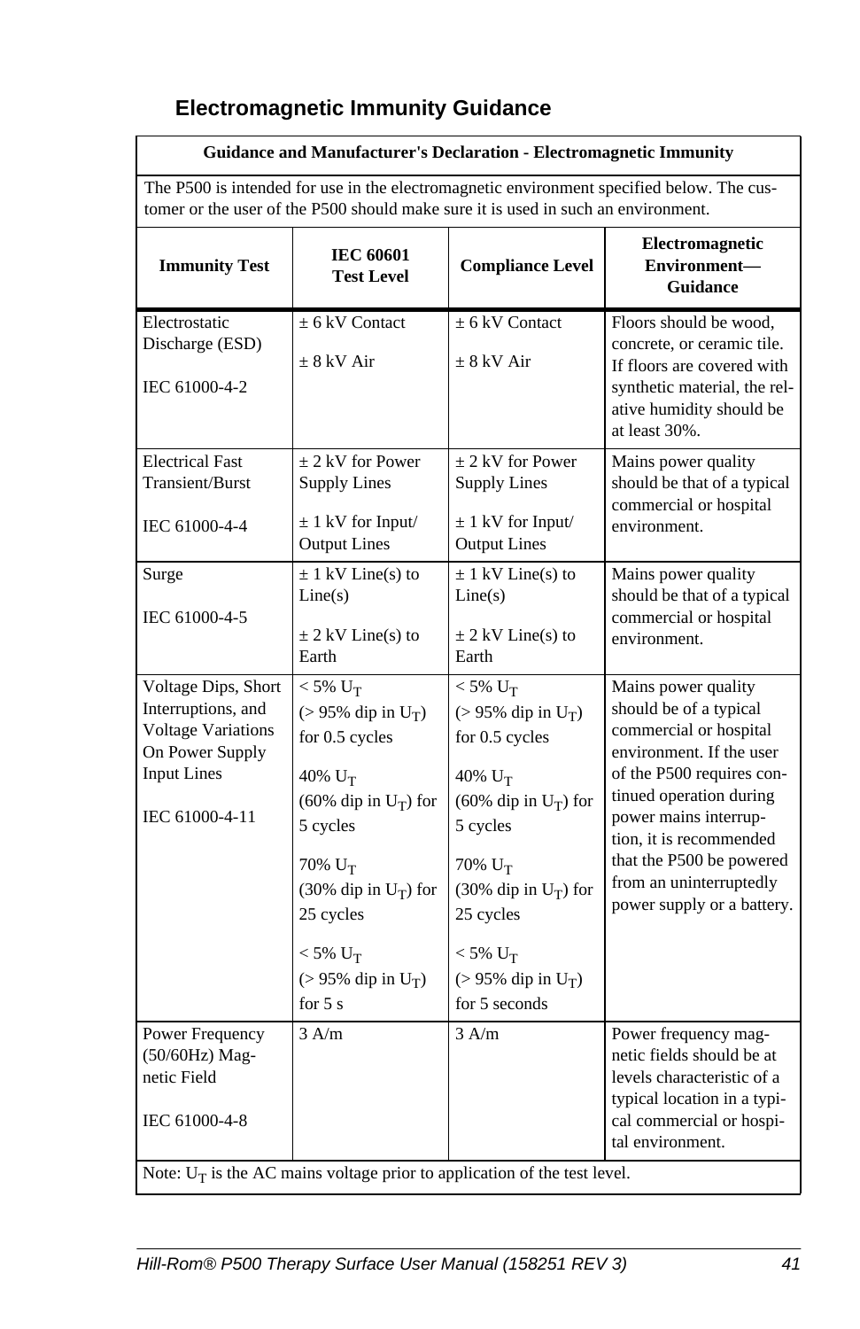## Electromagnetic Immunity Guidance

| Guidance and Manufacturer's Declaration - Electromagnetic Immunity | | | |
|---|---|---|---|
| The P500 is intended for use in the electromagnetic environment specified below. The customer or the user of the P500 should make sure it is used in such an environment. | | | |
| **Immunity Test** | **IEC 60601 Test Level** | **Compliance Level** | **Electromagnetic Environment—Guidance** |
| Electrostatic Discharge (ESD)<br><br>IEC 61000-4-2 | ± 6 kV Contact<br><br>± 8 kV Air | ± 6 kV Contact<br><br>± 8 kV Air | Floors should be wood, concrete, or ceramic tile. If floors are covered with synthetic material, the relative humidity should be at least 30%. |
| Electrical Fast Transient/Burst<br><br>IEC 61000-4-4 | ± 2 kV for Power Supply Lines<br><br>± 1 kV for Input/ Output Lines | ± 2 kV for Power Supply Lines<br><br>± 1 kV for Input/ Output Lines | Mains power quality should be that of a typical commercial or hospital environment. |
| Surge<br><br>IEC 61000-4-5 | ± 1 kV Line(s) to Line(s)<br><br>± 2 kV Line(s) to Earth | ± 1 kV Line(s) to Line(s)<br><br>± 2 kV Line(s) to Earth | Mains power quality should be that of a typical commercial or hospital environment. |
| Voltage Dips, Short Interruptions, and Voltage Variations On Power Supply Input Lines<br><br>IEC 61000-4-11 | < 5% $U_T$<br>(> 95% dip in $U_T$) for 0.5 cycles<br><br>40% $U_T$<br>(60% dip in $U_T$) for 5 cycles<br><br>70% $U_T$<br>(30% dip in $U_T$) for 25 cycles<br><br>< 5% $U_T$<br>(> 95% dip in $U_T$) for 5 s | < 5% $U_T$<br>(> 95% dip in $U_T$) for 0.5 cycles<br><br>40% $U_T$<br>(60% dip in $U_T$) for 5 cycles<br><br>70% $U_T$<br>(30% dip in $U_T$) for 25 cycles<br><br>< 5% $U_T$<br>(> 95% dip in $U_T$) for 5 seconds | Mains power quality should be of a typical commercial or hospital environment. If the user of the P500 requires continued operation during power mains interruption, it is recommended that the P500 be powered from an uninterruptedly power supply or a battery. |
| Power Frequency (50/60Hz) Magnetic Field<br><br>IEC 61000-4-8 | 3 A/m | 3 A/m | Power frequency magnetic fields should be at levels characteristic of a typical location in a typical commercial or hospital environment. |
| Note: $U_T$ is the AC mains voltage prior to application of the test level. | | | |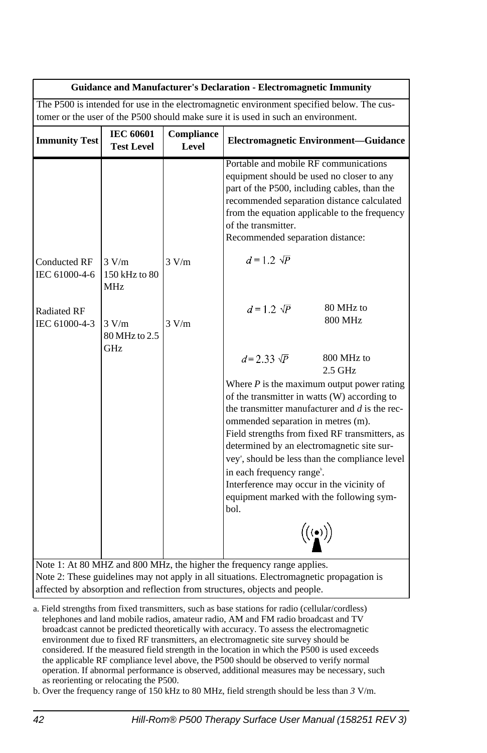| Guidance and Manufacturer's Declaration - Electromagnetic Immunity | | | |
|---|---|---|---|
| The P500 is intended for use in the electromagnetic environment specified below. The customer or the user of the P500 should make sure it is used in such an environment. | | | |
| **Immunity Test** | **IEC 60601 Test Level** | **Compliance Level** | **Electromagnetic Environment—Guidance** |
| | | | Portable and mobile RF communications equipment should be used no closer to any part of the P500, including cables, than the recommended separation distance calculated from the equation applicable to the frequency of the transmitter.<br>Recommended separation distance: |
| Conducted RF<br>IEC 61000-4-6 | 3 V/m<br>150 kHz to 80 MHz | 3 V/m | $d = 1.2\sqrt{P}$ |
| Radiated RF<br>IEC 61000-4-3 | 3 V/m<br>80 MHz to 2.5 GHz | 3 V/m | $d = 1.2\sqrt{P}$ 80 MHz to 800 MHz<br>$d = 2.33\sqrt{P}$ 800 MHz to 2.5 GHz<br>Where $P$ is the maximum output power rating of the transmitter in watts (W) according to the transmitter manufacturer and $d$ is the recommended separation in metres (m).<br>Field strengths from fixed RF transmitters, as determined by an electromagnetic site survey[a], should be less than the compliance level in each frequency range[b].<br>Interference may occur in the vicinity of equipment marked with the following symbol. |
| Note 1: At 80 MHZ and 800 MHz, the higher the frequency range applies.<br>Note 2: These guidelines may not apply in all situations. Electromagnetic propagation is affected by absorption and reflection from structures, objects and people. | | | |

a. Field strengths from fixed transmitters, such as base stations for radio (cellular/cordless) telephones and land mobile radios, amateur radio, AM and FM radio broadcast and TV broadcast cannot be predicted theoretically with accuracy. To assess the electromagnetic environment due to fixed RF transmitters, an electromagnetic site survey should be considered. If the measured field strength in the location in which the P500 is used exceeds the applicable RF compliance level above, the P500 should be observed to verify normal operation. If abnormal performance is observed, additional measures may be necessary, such as reorienting or relocating the P500.

b. Over the frequency range of 150 kHz to 80 MHz, field strength should be less than *3* V/m.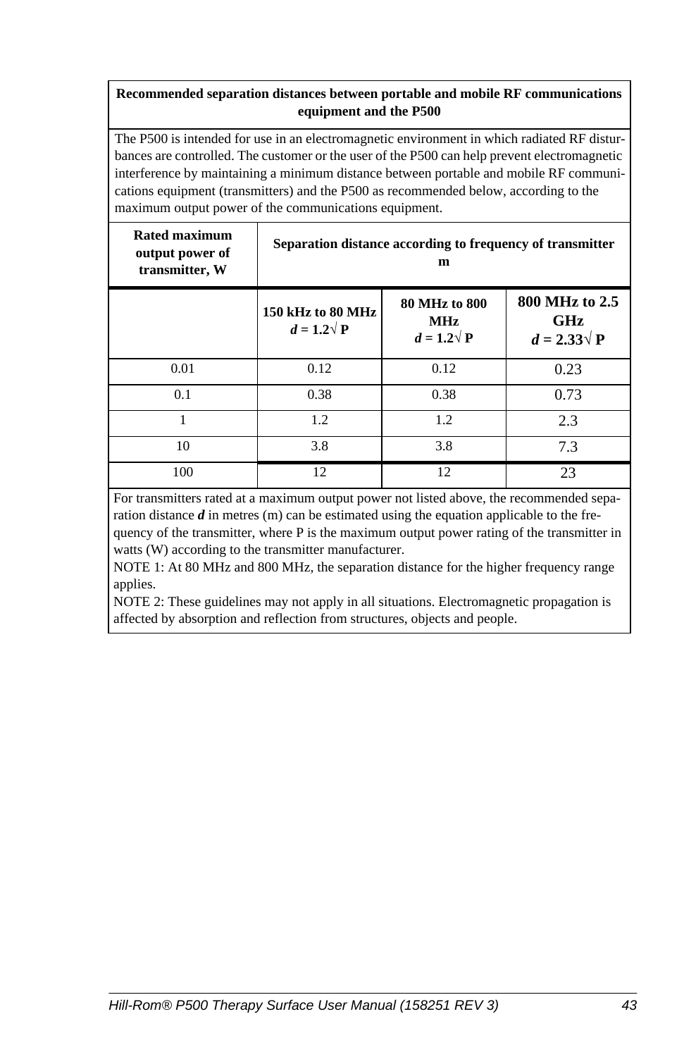| **Recommended separation distances between portable and mobile RF communications equipment and the P500** | | | |
|---|---|---|---|
| The P500 is intended for use in an electromagnetic environment in which radiated RF disturbances are controlled. The customer or the user of the P500 can help prevent electromagnetic interference by maintaining a minimum distance between portable and mobile RF communications equipment (transmitters) and the P500 as recommended below, according to the maximum output power of the communications equipment. | | | |
| **Rated maximum output power of transmitter, W** | **Separation distance according to frequency of transmitter m** | | |
| | **150 kHz to 80 MHz** $d = 1.2\sqrt{P}$ | **80 MHz to 800 MHz** $d = 1.2\sqrt{P}$ | **800 MHz to 2.5 GHz** $d = 2.33\sqrt{P}$ |
| 0.01 | 0.12 | 0.12 | 0.23 |
| 0.1 | 0.38 | 0.38 | 0.73 |
| 1 | 1.2 | 1.2 | 2.3 |
| 10 | 3.8 | 3.8 | 7.3 |
| 100 | 12 | 12 | 23 |

For transmitters rated at a maximum output power not listed above, the recommended separation distance ***d*** in metres (m) can be estimated using the equation applicable to the frequency of the transmitter, where P is the maximum output power rating of the transmitter in watts (W) according to the transmitter manufacturer.

NOTE 1: At 80 MHz and 800 MHz, the separation distance for the higher frequency range applies.

NOTE 2: These guidelines may not apply in all situations. Electromagnetic propagation is affected by absorption and reflection from structures, objects and people.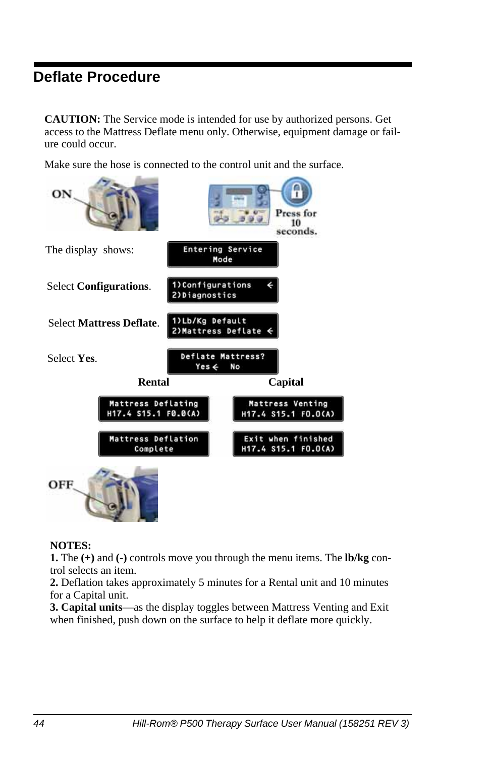## Deflate Procedure

**CAUTION:** The Service mode is intended for use by authorized persons. Get access to the Mattress Deflate menu only. Otherwise, equipment damage or failure could occur.

Make sure the hose is connected to the control unit and the surface.

ON

Press for 10 seconds.

The display shows:

```
Entering Service
Mode
```

Select **Configurations**.

```
1)Configurations   ←
2)Diagnostics
```

Select **Mattress Deflate**.

```
1)Lb/Kg Default
2)Mattress Deflate ←
```

Select **Yes**.

```
Deflate Mattress?
Yes ←   No
```

| Rental | Capital |
|---|---|
| Mattress Deflating<br>H17.4 S15.1 F0.0(A) | Mattress Venting<br>H17.4 S15.1 F0.0(A) |
| Mattress Deflation<br>Complete | Exit when finished<br>H17.4 S15.1 F0.0(A) |

OFF

**NOTES:**
**1.** The **(+)** and **(-)** controls move you through the menu items. The **lb/kg** control selects an item.
**2.** Deflation takes approximately 5 minutes for a Rental unit and 10 minutes for a Capital unit.
**3. Capital units**—as the display toggles between Mattress Venting and Exit when finished, push down on the surface to help it deflate more quickly.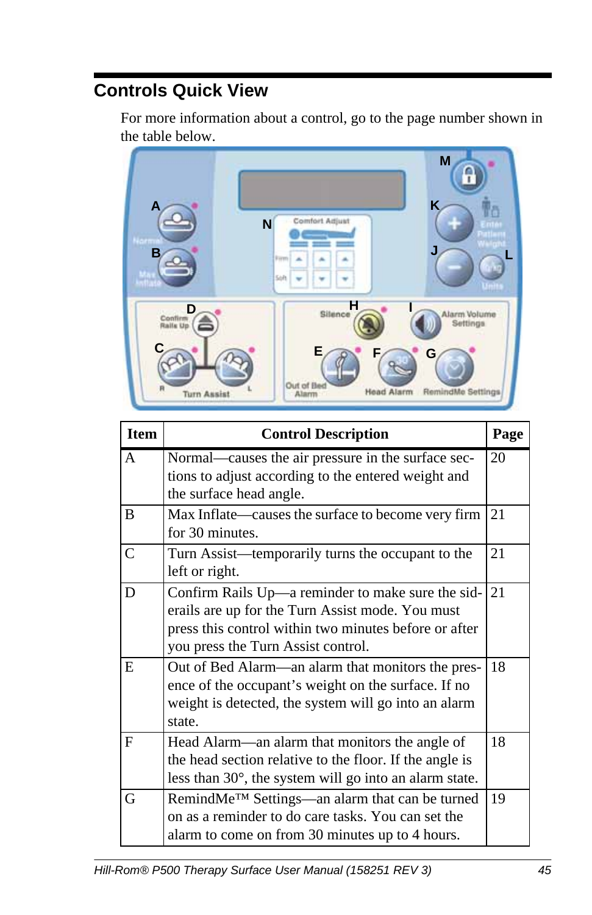## Controls Quick View

For more information about a control, go to the page number shown in the table below.

| Item | Control Description | Page |
|---|---|---|
| A | Normal—causes the air pressure in the surface sections to adjust according to the entered weight and the surface head angle. | 20 |
| B | Max Inflate—causes the surface to become very firm for 30 minutes. | 21 |
| C | Turn Assist—temporarily turns the occupant to the left or right. | 21 |
| D | Confirm Rails Up—a reminder to make sure the siderails are up for the Turn Assist mode. You must press this control within two minutes before or after you press the Turn Assist control. | 21 |
| E | Out of Bed Alarm—an alarm that monitors the presence of the occupant's weight on the surface. If no weight is detected, the system will go into an alarm state. | 18 |
| F | Head Alarm—an alarm that monitors the angle of the head section relative to the floor. If the angle is less than 30°, the system will go into an alarm state. | 18 |
| G | RemindMe™ Settings—an alarm that can be turned on as a reminder to do care tasks. You can set the alarm to come on from 30 minutes up to 4 hours. | 19 |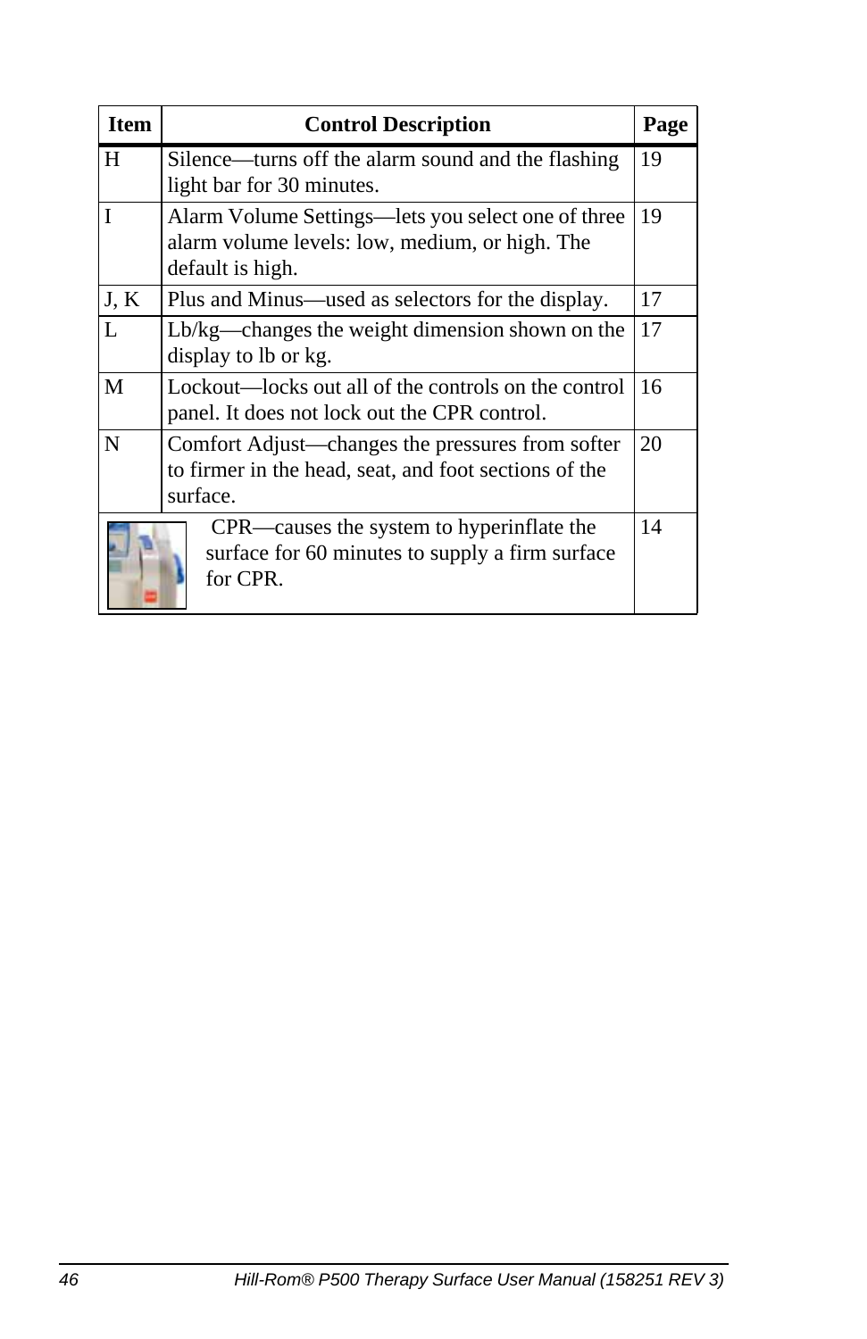| Item | Control Description | Page |
|---|---|---|
| H | Silence—turns off the alarm sound and the flashing light bar for 30 minutes. | 19 |
| I | Alarm Volume Settings—lets you select one of three alarm volume levels: low, medium, or high. The default is high. | 19 |
| J, K | Plus and Minus—used as selectors for the display. | 17 |
| L | Lb/kg—changes the weight dimension shown on the display to lb or kg. | 17 |
| M | Lockout—locks out all of the controls on the control panel. It does not lock out the CPR control. | 16 |
| N | Comfort Adjust—changes the pressures from softer to firmer in the head, seat, and foot sections of the surface. | 20 |
| | CPR—causes the system to hyperinflate the surface for 60 minutes to supply a firm surface for CPR. | 14 |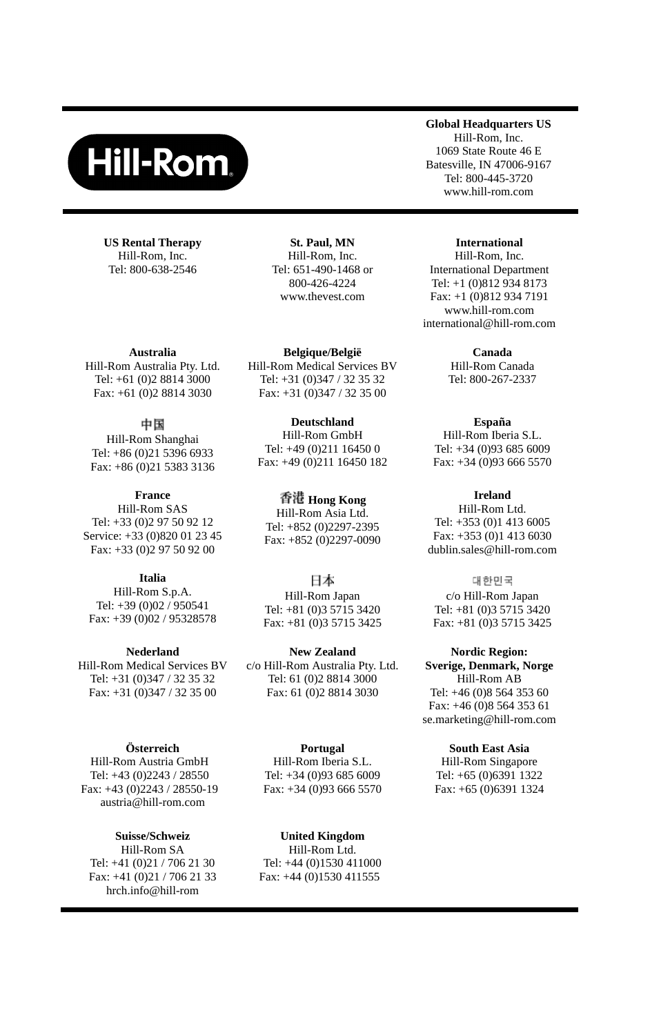Hill-Rom.

**Global Headquarters US**
Hill-Rom, Inc.
1069 State Route 46 E
Batesville, IN 47006-9167
Tel: 800-445-3720
www.hill-rom.com

**US Rental Therapy**
Hill-Rom, Inc.
Tel: 800-638-2546

**St. Paul, MN**
Hill-Rom, Inc.
Tel: 651-490-1468 or
800-426-4224
www.thevest.com

**International**
Hill-Rom, Inc.
International Department
Tel: +1 (0)812 934 8173
Fax: +1 (0)812 934 7191
www.hill-rom.com
international@hill-rom.com

**Australia**
Hill-Rom Australia Pty. Ltd.
Tel: +61 (0)2 8814 3000
Fax: +61 (0)2 8814 3030

**Belgique/België**
Hill-Rom Medical Services BV
Tel: +31 (0)347 / 32 35 32
Fax: +31 (0)347 / 32 35 00

**Canada**
Hill-Rom Canada
Tel: 800-267-2337

**中国**
Hill-Rom Shanghai
Tel: +86 (0)21 5396 6933
Fax: +86 (0)21 5383 3136

**Deutschland**
Hill-Rom GmbH
Tel: +49 (0)211 16450 0
Fax: +49 (0)211 16450 182

**España**
Hill-Rom Iberia S.L.
Tel: +34 (0)93 685 6009
Fax: +34 (0)93 666 5570

**France**
Hill-Rom SAS
Tel: +33 (0)2 97 50 92 12
Service: +33 (0)820 01 23 45
Fax: +33 (0)2 97 50 92 00

**香港 Hong Kong**
Hill-Rom Asia Ltd.
Tel: +852 (0)2297-2395
Fax: +852 (0)2297-0090

**Ireland**
Hill-Rom Ltd.
Tel: +353 (0)1 413 6005
Fax: +353 (0)1 413 6030
dublin.sales@hill-rom.com

**Italia**
Hill-Rom S.p.A.
Tel: +39 (0)02 / 950541
Fax: +39 (0)02 / 95328578

**日本**
Hill-Rom Japan
Tel: +81 (0)3 5715 3420
Fax: +81 (0)3 5715 3425

**대한민국**
c/o Hill-Rom Japan
Tel: +81 (0)3 5715 3420
Fax: +81 (0)3 5715 3425

**Nederland**
Hill-Rom Medical Services BV
Tel: +31 (0)347 / 32 35 32
Fax: +31 (0)347 / 32 35 00

**New Zealand**
c/o Hill-Rom Australia Pty. Ltd.
Tel: 61 (0)2 8814 3000
Fax: 61 (0)2 8814 3030

**Nordic Region:**
**Sverige, Denmark, Norge**
Hill-Rom AB
Tel: +46 (0)8 564 353 60
Fax: +46 (0)8 564 353 61
se.marketing@hill-rom.com

**Österreich**
Hill-Rom Austria GmbH
Tel: +43 (0)2243 / 28550
Fax: +43 (0)2243 / 28550-19
austria@hill-rom.com

**Portugal**
Hill-Rom Iberia S.L.
Tel: +34 (0)93 685 6009
Fax: +34 (0)93 666 5570

**South East Asia**
Hill-Rom Singapore
Tel: +65 (0)6391 1322
Fax: +65 (0)6391 1324

**Suisse/Schweiz**
Hill-Rom SA
Tel: +41 (0)21 / 706 21 30
Fax: +41 (0)21 / 706 21 33
hrch.info@hill-rom

**United Kingdom**
Hill-Rom Ltd.
Tel: +44 (0)1530 411000
Fax: +44 (0)1530 411555